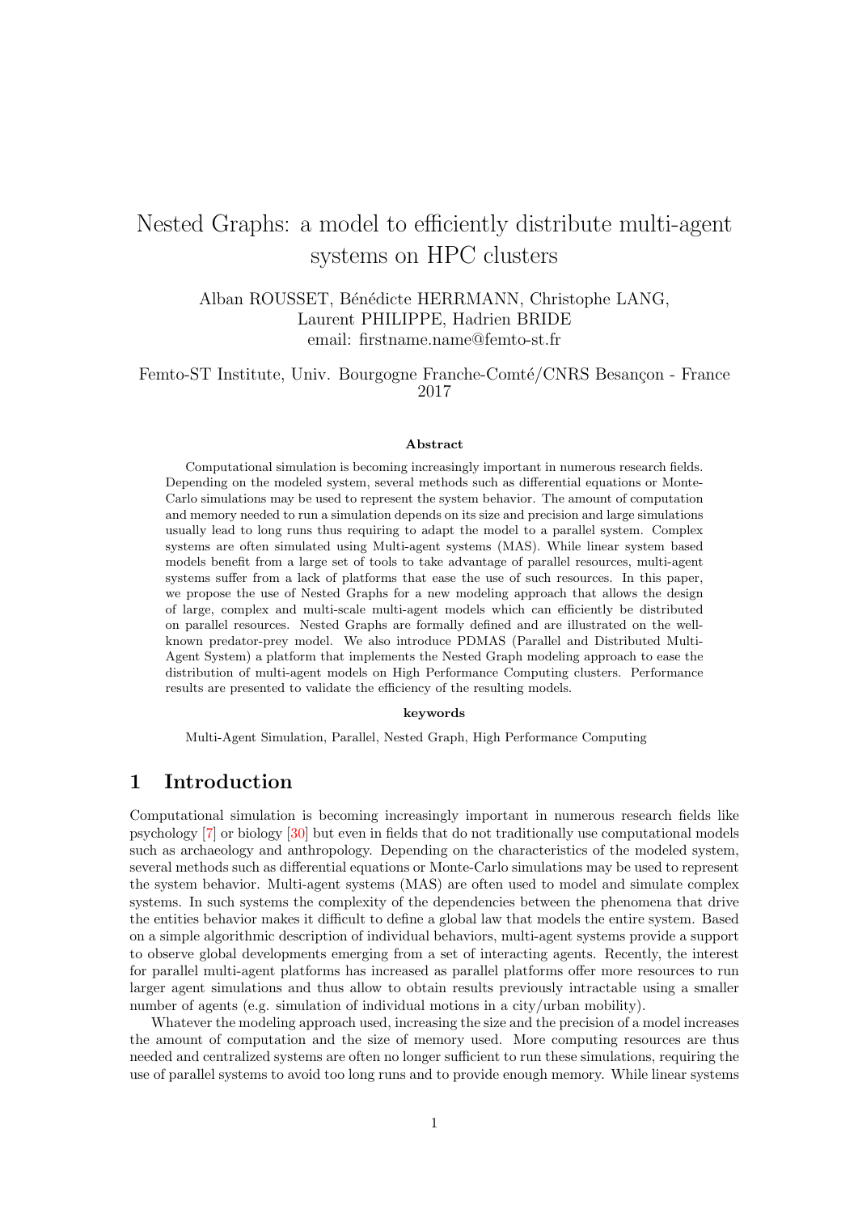# Nested Graphs: a model to efficiently distribute multi-agent systems on HPC clusters

Alban ROUSSET, Bénédicte HERRMANN, Christophe LANG,
Laurent PHILIPPE, Hadrien BRIDE
email: firstname.name@femto-st.fr

Femto-ST Institute, Univ. Bourgogne Franche-Comté/CNRS Besançon - France
2017

### Abstract

Computational simulation is becoming increasingly important in numerous research fields. Depending on the modeled system, several methods such as differential equations or Monte-Carlo simulations may be used to represent the system behavior. The amount of computation and memory needed to run a simulation depends on its size and precision and large simulations usually lead to long runs thus requiring to adapt the model to a parallel system. Complex systems are often simulated using Multi-agent systems (MAS). While linear system based models benefit from a large set of tools to take advantage of parallel resources, multi-agent systems suffer from a lack of platforms that ease the use of such resources. In this paper, we propose the use of Nested Graphs for a new modeling approach that allows the design of large, complex and multi-scale multi-agent models which can efficiently be distributed on parallel resources. Nested Graphs are formally defined and are illustrated on the well-known predator-prey model. We also introduce PDMAS (Parallel and Distributed Multi-Agent System) a platform that implements the Nested Graph modeling approach to ease the distribution of multi-agent models on High Performance Computing clusters. Performance results are presented to validate the efficiency of the resulting models.

### keywords

Multi-Agent Simulation, Parallel, Nested Graph, High Performance Computing

## 1 Introduction

Computational simulation is becoming increasingly important in numerous research fields like psychology [7] or biology [30] but even in fields that do not traditionally use computational models such as archaeology and anthropology. Depending on the characteristics of the modeled system, several methods such as differential equations or Monte-Carlo simulations may be used to represent the system behavior. Multi-agent systems (MAS) are often used to model and simulate complex systems. In such systems the complexity of the dependencies between the phenomena that drive the entities behavior makes it difficult to define a global law that models the entire system. Based on a simple algorithmic description of individual behaviors, multi-agent systems provide a support to observe global developments emerging from a set of interacting agents. Recently, the interest for parallel multi-agent platforms has increased as parallel platforms offer more resources to run larger agent simulations and thus allow to obtain results previously intractable using a smaller number of agents (e.g. simulation of individual motions in a city/urban mobility).

Whatever the modeling approach used, increasing the size and the precision of a model increases the amount of computation and the size of memory used. More computing resources are thus needed and centralized systems are often no longer sufficient to run these simulations, requiring the use of parallel systems to avoid too long runs and to provide enough memory. While linear systems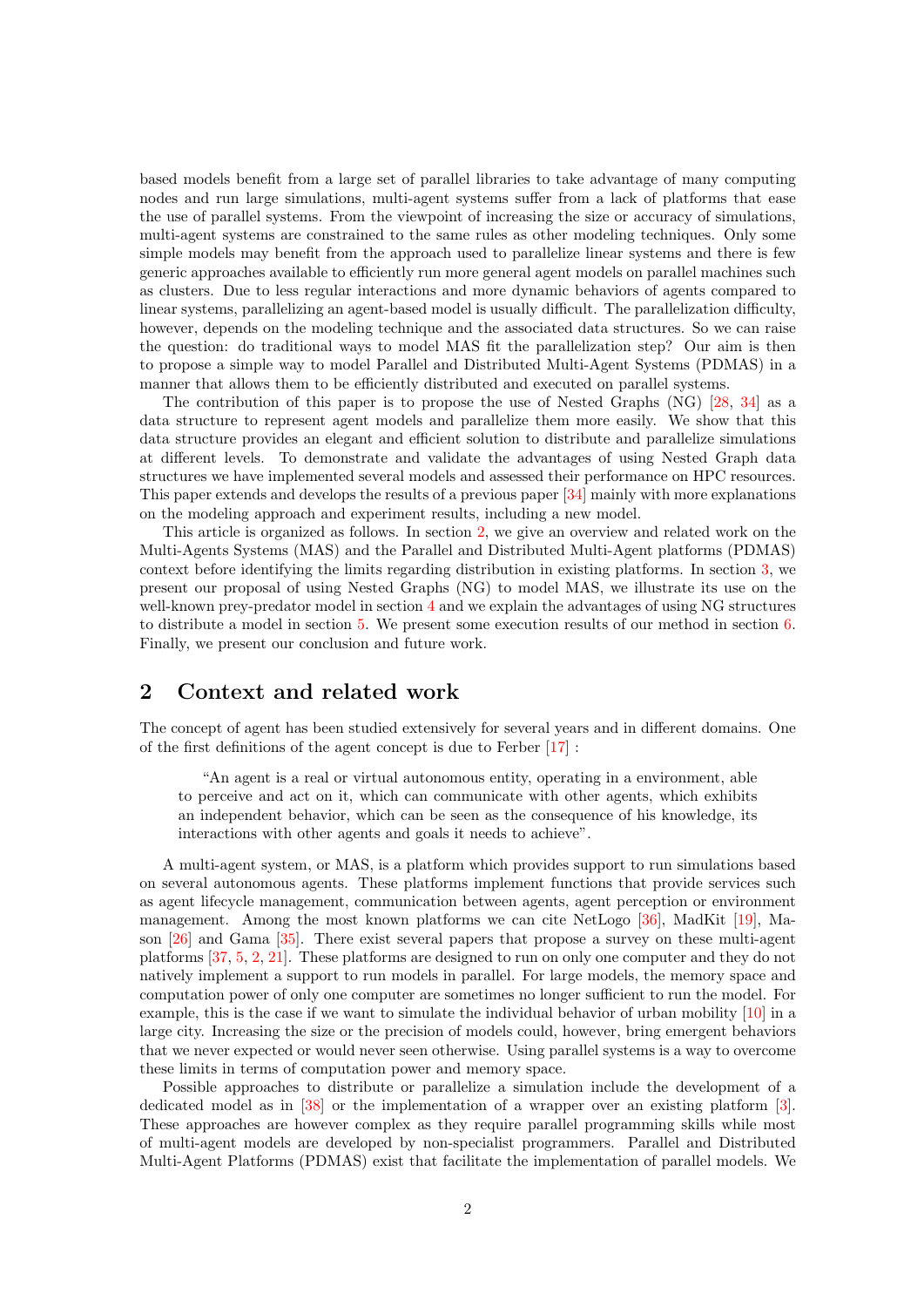based models benefit from a large set of parallel libraries to take advantage of many computing nodes and run large simulations, multi-agent systems suffer from a lack of platforms that ease the use of parallel systems. From the viewpoint of increasing the size or accuracy of simulations, multi-agent systems are constrained to the same rules as other modeling techniques. Only some simple models may benefit from the approach used to parallelize linear systems and there is few generic approaches available to efficiently run more general agent models on parallel machines such as clusters. Due to less regular interactions and more dynamic behaviors of agents compared to linear systems, parallelizing an agent-based model is usually difficult. The parallelization difficulty, however, depends on the modeling technique and the associated data structures. So we can raise the question: do traditional ways to model MAS fit the parallelization step? Our aim is then to propose a simple way to model Parallel and Distributed Multi-Agent Systems (PDMAS) in a manner that allows them to be efficiently distributed and executed on parallel systems.

The contribution of this paper is to propose the use of Nested Graphs (NG) [28, 34] as a data structure to represent agent models and parallelize them more easily. We show that this data structure provides an elegant and efficient solution to distribute and parallelize simulations at different levels. To demonstrate and validate the advantages of using Nested Graph data structures we have implemented several models and assessed their performance on HPC resources. This paper extends and develops the results of a previous paper [34] mainly with more explanations on the modeling approach and experiment results, including a new model.

This article is organized as follows. In section 2, we give an overview and related work on the Multi-Agents Systems (MAS) and the Parallel and Distributed Multi-Agent platforms (PDMAS) context before identifying the limits regarding distribution in existing platforms. In section 3, we present our proposal of using Nested Graphs (NG) to model MAS, we illustrate its use on the well-known prey-predator model in section 4 and we explain the advantages of using NG structures to distribute a model in section 5. We present some execution results of our method in section 6. Finally, we present our conclusion and future work.

## 2 Context and related work

The concept of agent has been studied extensively for several years and in different domains. One of the first definitions of the agent concept is due to Ferber [17] :

> "An agent is a real or virtual autonomous entity, operating in a environment, able to perceive and act on it, which can communicate with other agents, which exhibits an independent behavior, which can be seen as the consequence of his knowledge, its interactions with other agents and goals it needs to achieve".

A multi-agent system, or MAS, is a platform which provides support to run simulations based on several autonomous agents. These platforms implement functions that provide services such as agent lifecycle management, communication between agents, agent perception or environment management. Among the most known platforms we can cite NetLogo [36], MadKit [19], Mason [26] and Gama [35]. There exist several papers that propose a survey on these multi-agent platforms [37, 5, 2, 21]. These platforms are designed to run on only one computer and they do not natively implement a support to run models in parallel. For large models, the memory space and computation power of only one computer are sometimes no longer sufficient to run the model. For example, this is the case if we want to simulate the individual behavior of urban mobility [10] in a large city. Increasing the size or the precision of models could, however, bring emergent behaviors that we never expected or would never seen otherwise. Using parallel systems is a way to overcome these limits in terms of computation power and memory space.

Possible approaches to distribute or parallelize a simulation include the development of a dedicated model as in [38] or the implementation of a wrapper over an existing platform [3]. These approaches are however complex as they require parallel programming skills while most of multi-agent models are developed by non-specialist programmers. Parallel and Distributed Multi-Agent Platforms (PDMAS) exist that facilitate the implementation of parallel models. We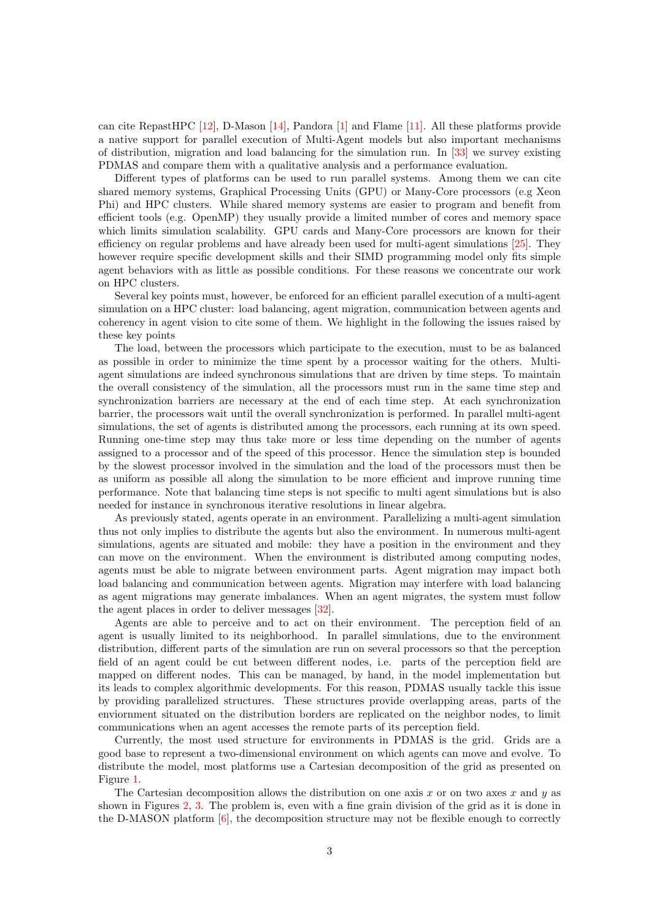can cite RepastHPC [12], D-Mason [14], Pandora [1] and Flame [11]. All these platforms provide a native support for parallel execution of Multi-Agent models but also important mechanisms of distribution, migration and load balancing for the simulation run. In [33] we survey existing PDMAS and compare them with a qualitative analysis and a performance evaluation.

Different types of platforms can be used to run parallel systems. Among them we can cite shared memory systems, Graphical Processing Units (GPU) or Many-Core processors (e.g Xeon Phi) and HPC clusters. While shared memory systems are easier to program and benefit from efficient tools (e.g. OpenMP) they usually provide a limited number of cores and memory space which limits simulation scalability. GPU cards and Many-Core processors are known for their efficiency on regular problems and have already been used for multi-agent simulations [25]. They however require specific development skills and their SIMD programming model only fits simple agent behaviors with as little as possible conditions. For these reasons we concentrate our work on HPC clusters.

Several key points must, however, be enforced for an efficient parallel execution of a multi-agent simulation on a HPC cluster: load balancing, agent migration, communication between agents and coherency in agent vision to cite some of them. We highlight in the following the issues raised by these key points

The load, between the processors which participate to the execution, must to be as balanced as possible in order to minimize the time spent by a processor waiting for the others. Multi-agent simulations are indeed synchronous simulations that are driven by time steps. To maintain the overall consistency of the simulation, all the processors must run in the same time step and synchronization barriers are necessary at the end of each time step. At each synchronization barrier, the processors wait until the overall synchronization is performed. In parallel multi-agent simulations, the set of agents is distributed among the processors, each running at its own speed. Running one-time step may thus take more or less time depending on the number of agents assigned to a processor and of the speed of this processor. Hence the simulation step is bounded by the slowest processor involved in the simulation and the load of the processors must then be as uniform as possible all along the simulation to be more efficient and improve running time performance. Note that balancing time steps is not specific to multi agent simulations but is also needed for instance in synchronous iterative resolutions in linear algebra.

As previously stated, agents operate in an environment. Parallelizing a multi-agent simulation thus not only implies to distribute the agents but also the environment. In numerous multi-agent simulations, agents are situated and mobile: they have a position in the environment and they can move on the environment. When the environment is distributed among computing nodes, agents must be able to migrate between environment parts. Agent migration may impact both load balancing and communication between agents. Migration may interfere with load balancing as agent migrations may generate imbalances. When an agent migrates, the system must follow the agent places in order to deliver messages [32].

Agents are able to perceive and to act on their environment. The perception field of an agent is usually limited to its neighborhood. In parallel simulations, due to the environment distribution, different parts of the simulation are run on several processors so that the perception field of an agent could be cut between different nodes, i.e. parts of the perception field are mapped on different nodes. This can be managed, by hand, in the model implementation but its leads to complex algorithmic developments. For this reason, PDMAS usually tackle this issue by providing parallelized structures. These structures provide overlapping areas, parts of the enviornment situated on the distribution borders are replicated on the neighbor nodes, to limit communications when an agent accesses the remote parts of its perception field.

Currently, the most used structure for environments in PDMAS is the grid. Grids are a good base to represent a two-dimensional environment on which agents can move and evolve. To distribute the model, most platforms use a Cartesian decomposition of the grid as presented on Figure 1.

The Cartesian decomposition allows the distribution on one axis $x$ or on two axes $x$ and $y$ as shown in Figures 2, 3. The problem is, even with a fine grain division of the grid as it is done in the D-MASON platform [6], the decomposition structure may not be flexible enough to correctly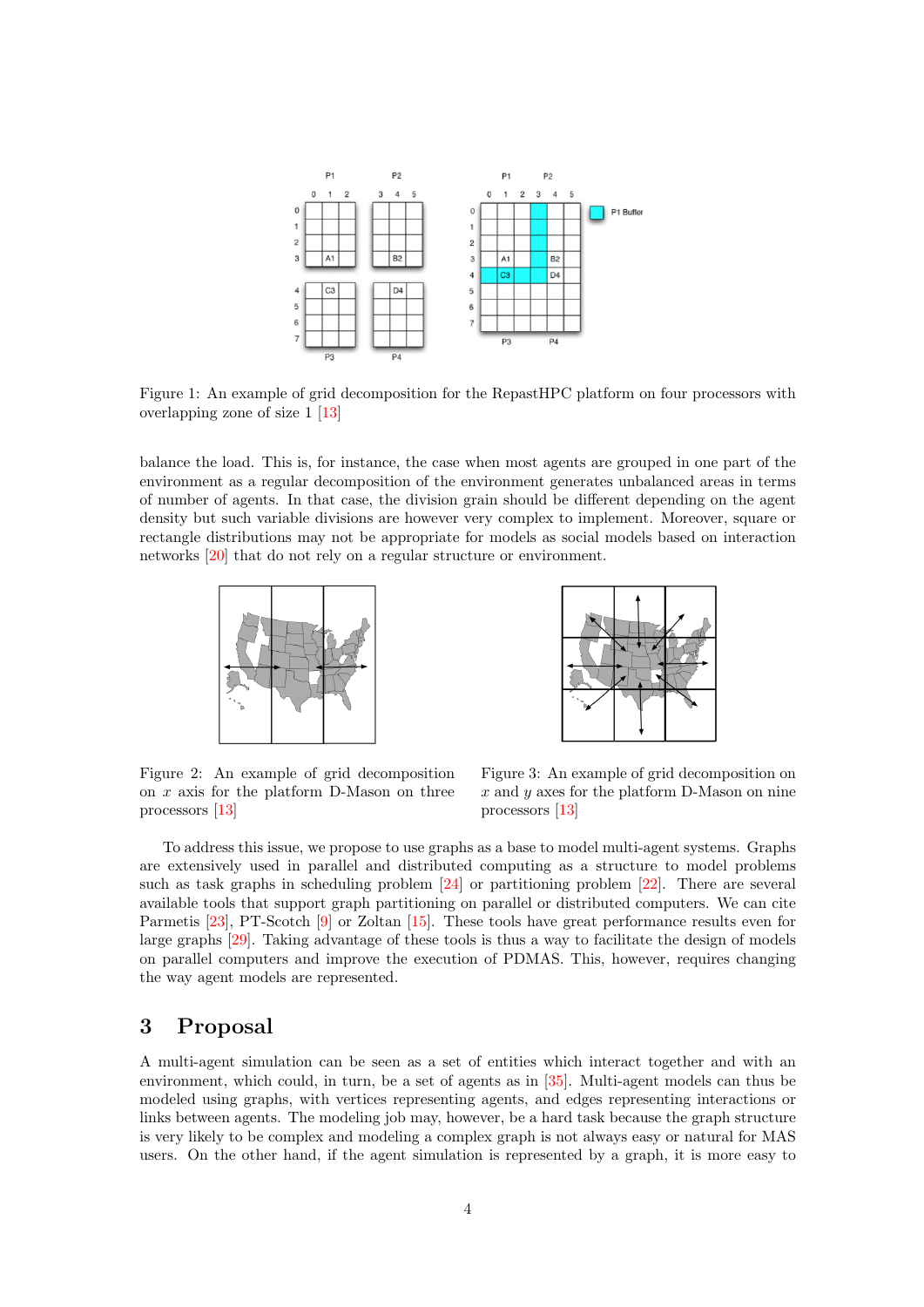Figure 1: An example of grid decomposition for the RepastHPC platform on four processors with overlapping zone of size 1 [13]

balance the load. This is, for instance, the case when most agents are grouped in one part of the environment as a regular decomposition of the environment generates unbalanced areas in terms of number of agents. In that case, the division grain should be different depending on the agent density but such variable divisions are however very complex to implement. Moreover, square or rectangle distributions may not be appropriate for models as social models based on interaction networks [20] that do not rely on a regular structure or environment.

Figure 2: An example of grid decomposition on $x$ axis for the platform D-Mason on three processors [13]

Figure 3: An example of grid decomposition on $x$ and $y$ axes for the platform D-Mason on nine processors [13]

To address this issue, we propose to use graphs as a base to model multi-agent systems. Graphs are extensively used in parallel and distributed computing as a structure to model problems such as task graphs in scheduling problem [24] or partitioning problem [22]. There are several available tools that support graph partitioning on parallel or distributed computers. We can cite Parmetis [23], PT-Scotch [9] or Zoltan [15]. These tools have great performance results even for large graphs [29]. Taking advantage of these tools is thus a way to facilitate the design of models on parallel computers and improve the execution of PDMAS. This, however, requires changing the way agent models are represented.

## 3 Proposal

A multi-agent simulation can be seen as a set of entities which interact together and with an environment, which could, in turn, be a set of agents as in [35]. Multi-agent models can thus be modeled using graphs, with vertices representing agents, and edges representing interactions or links between agents. The modeling job may, however, be a hard task because the graph structure is very likely to be complex and modeling a complex graph is not always easy or natural for MAS users. On the other hand, if the agent simulation is represented by a graph, it is more easy to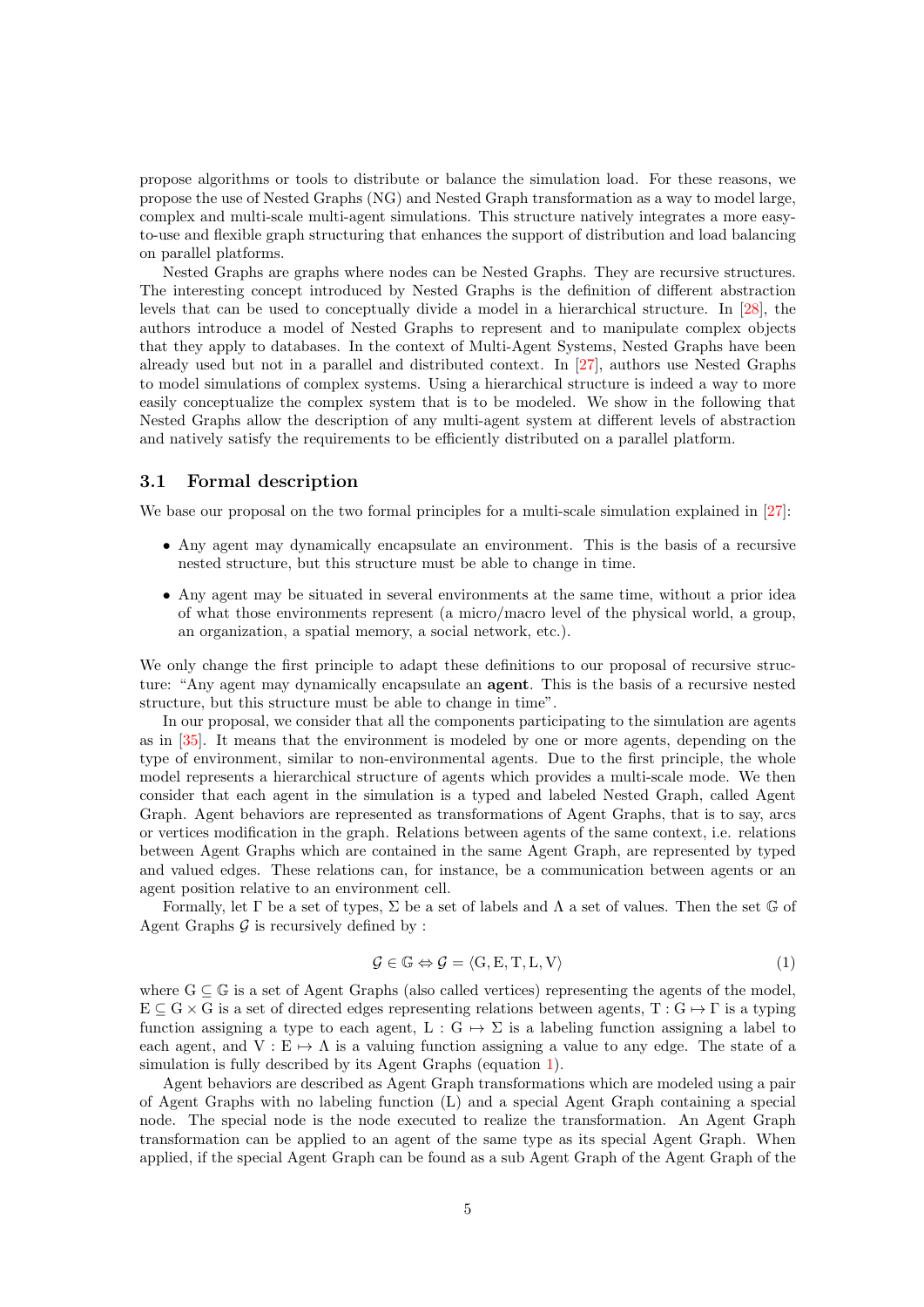propose algorithms or tools to distribute or balance the simulation load. For these reasons, we propose the use of Nested Graphs (NG) and Nested Graph transformation as a way to model large, complex and multi-scale multi-agent simulations. This structure natively integrates a more easy-to-use and flexible graph structuring that enhances the support of distribution and load balancing on parallel platforms.

Nested Graphs are graphs where nodes can be Nested Graphs. They are recursive structures. The interesting concept introduced by Nested Graphs is the definition of different abstraction levels that can be used to conceptually divide a model in a hierarchical structure. In [28], the authors introduce a model of Nested Graphs to represent and to manipulate complex objects that they apply to databases. In the context of Multi-Agent Systems, Nested Graphs have been already used but not in a parallel and distributed context. In [27], authors use Nested Graphs to model simulations of complex systems. Using a hierarchical structure is indeed a way to more easily conceptualize the complex system that is to be modeled. We show in the following that Nested Graphs allow the description of any multi-agent system at different levels of abstraction and natively satisfy the requirements to be efficiently distributed on a parallel platform.

## 3.1 Formal description

We base our proposal on the two formal principles for a multi-scale simulation explained in [27]:

- Any agent may dynamically encapsulate an environment. This is the basis of a recursive nested structure, but this structure must be able to change in time.
- Any agent may be situated in several environments at the same time, without a prior idea of what those environments represent (a micro/macro level of the physical world, a group, an organization, a spatial memory, a social network, etc.).

We only change the first principle to adapt these definitions to our proposal of recursive structure: "Any agent may dynamically encapsulate an **agent**. This is the basis of a recursive nested structure, but this structure must be able to change in time".

In our proposal, we consider that all the components participating to the simulation are agents as in [35]. It means that the environment is modeled by one or more agents, depending on the type of environment, similar to non-environmental agents. Due to the first principle, the whole model represents a hierarchical structure of agents which provides a multi-scale mode. We then consider that each agent in the simulation is a typed and labeled Nested Graph, called Agent Graph. Agent behaviors are represented as transformations of Agent Graphs, that is to say, arcs or vertices modification in the graph. Relations between agents of the same context, i.e. relations between Agent Graphs which are contained in the same Agent Graph, are represented by typed and valued edges. These relations can, for instance, be a communication between agents or an agent position relative to an environment cell.

Formally, let $\Gamma$ be a set of types, $\Sigma$ be a set of labels and $\Lambda$ a set of values. Then the set $\mathbb{G}$ of Agent Graphs $\mathcal{G}$ is recursively defined by :

$$\mathcal{G} \in \mathbb{G} \Leftrightarrow \mathcal{G} = \langle \mathrm{G}, \mathrm{E}, \mathrm{T}, \mathrm{L}, \mathrm{V} \rangle \tag{1}$$

where $\mathrm{G} \subseteq \mathbb{G}$ is a set of Agent Graphs (also called vertices) representing the agents of the model, $\mathrm{E} \subseteq \mathrm{G} \times \mathrm{G}$ is a set of directed edges representing relations between agents, $\mathrm{T} : \mathrm{G} \mapsto \Gamma$ is a typing function assigning a type to each agent, $\mathrm{L} : \mathrm{G} \mapsto \Sigma$ is a labeling function assigning a label to each agent, and $\mathrm{V} : \mathrm{E} \mapsto \Lambda$ is a valuing function assigning a value to any edge. The state of a simulation is fully described by its Agent Graphs (equation 1).

Agent behaviors are described as Agent Graph transformations which are modeled using a pair of Agent Graphs with no labeling function (L) and a special Agent Graph containing a special node. The special node is the node executed to realize the transformation. An Agent Graph transformation can be applied to an agent of the same type as its special Agent Graph. When applied, if the special Agent Graph can be found as a sub Agent Graph of the Agent Graph of the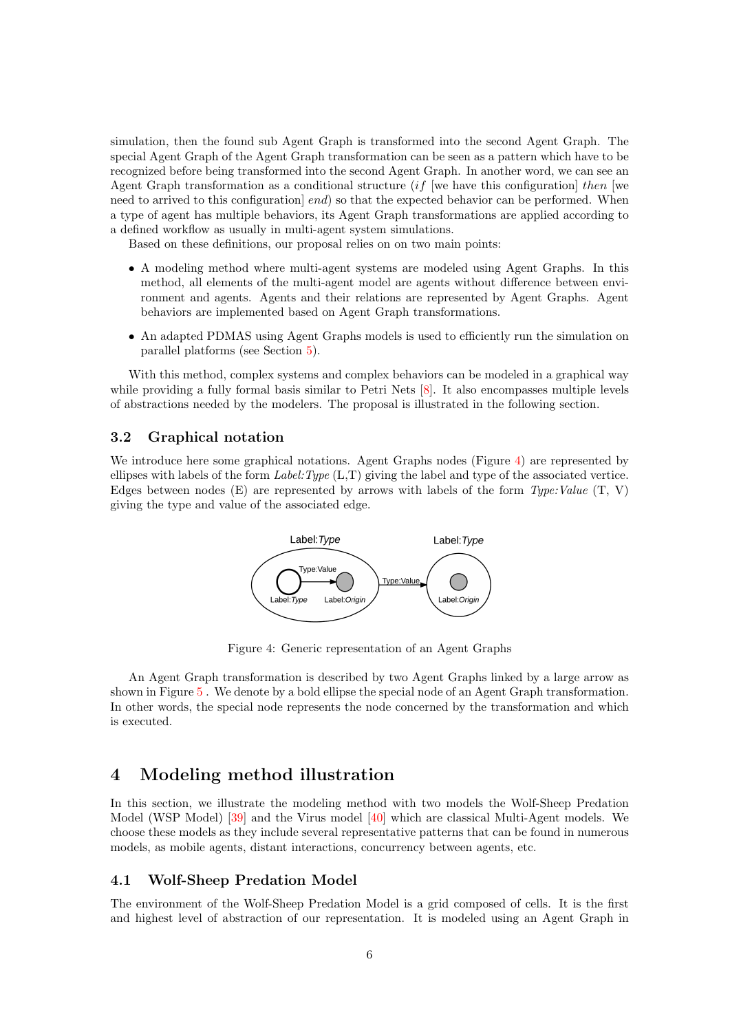simulation, then the found sub Agent Graph is transformed into the second Agent Graph. The special Agent Graph of the Agent Graph transformation can be seen as a pattern which have to be recognized before being transformed into the second Agent Graph. In another word, we can see an Agent Graph transformation as a conditional structure (*if* [we have this configuration] *then* [we need to arrived to this configuration] *end*) so that the expected behavior can be performed. When a type of agent has multiple behaviors, its Agent Graph transformations are applied according to a defined workflow as usually in multi-agent system simulations.

Based on these definitions, our proposal relies on on two main points:

- A modeling method where multi-agent systems are modeled using Agent Graphs. In this method, all elements of the multi-agent model are agents without difference between environment and agents. Agents and their relations are represented by Agent Graphs. Agent behaviors are implemented based on Agent Graph transformations.
- An adapted PDMAS using Agent Graphs models is used to efficiently run the simulation on parallel platforms (see Section 5).

With this method, complex systems and complex behaviors can be modeled in a graphical way while providing a fully formal basis similar to Petri Nets [8]. It also encompasses multiple levels of abstractions needed by the modelers. The proposal is illustrated in the following section.

## 3.2 Graphical notation

We introduce here some graphical notations. Agent Graphs nodes (Figure 4) are represented by ellipses with labels of the form *Label:Type* (L,T) giving the label and type of the associated vertice. Edges between nodes (E) are represented by arrows with labels of the form *Type:Value* (T, V) giving the type and value of the associated edge.

Figure 4: Generic representation of an Agent Graphs

An Agent Graph transformation is described by two Agent Graphs linked by a large arrow as shown in Figure 5 . We denote by a bold ellipse the special node of an Agent Graph transformation. In other words, the special node represents the node concerned by the transformation and which is executed.

# 4 Modeling method illustration

In this section, we illustrate the modeling method with two models the Wolf-Sheep Predation Model (WSP Model) [39] and the Virus model [40] which are classical Multi-Agent models. We choose these models as they include several representative patterns that can be found in numerous models, as mobile agents, distant interactions, concurrency between agents, etc.

## 4.1 Wolf-Sheep Predation Model

The environment of the Wolf-Sheep Predation Model is a grid composed of cells. It is the first and highest level of abstraction of our representation. It is modeled using an Agent Graph in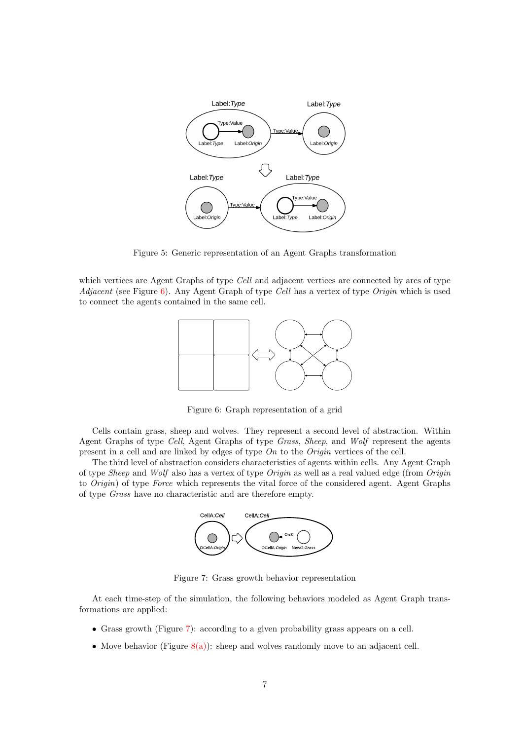Figure 5: Generic representation of an Agent Graphs transformation

which vertices are Agent Graphs of type *Cell* and adjacent vertices are connected by arcs of type *Adjacent* (see Figure 6). Any Agent Graph of type *Cell* has a vertex of type *Origin* which is used to connect the agents contained in the same cell.

Figure 6: Graph representation of a grid

Cells contain grass, sheep and wolves. They represent a second level of abstraction. Within Agent Graphs of type *Cell*, Agent Graphs of type *Grass*, *Sheep*, and *Wolf* represent the agents present in a cell and are linked by edges of type *On* to the *Origin* vertices of the cell.

The third level of abstraction considers characteristics of agents within cells. Any Agent Graph of type *Sheep* and *Wolf* also has a vertex of type *Origin* as well as a real valued edge (from *Origin* to *Origin*) of type *Force* which represents the vital force of the considered agent. Agent Graphs of type *Grass* have no characteristic and are therefore empty.

Figure 7: Grass growth behavior representation

At each time-step of the simulation, the following behaviors modeled as Agent Graph transformations are applied:

- Grass growth (Figure 7): according to a given probability grass appears on a cell.
- Move behavior (Figure 8(a)): sheep and wolves randomly move to an adjacent cell.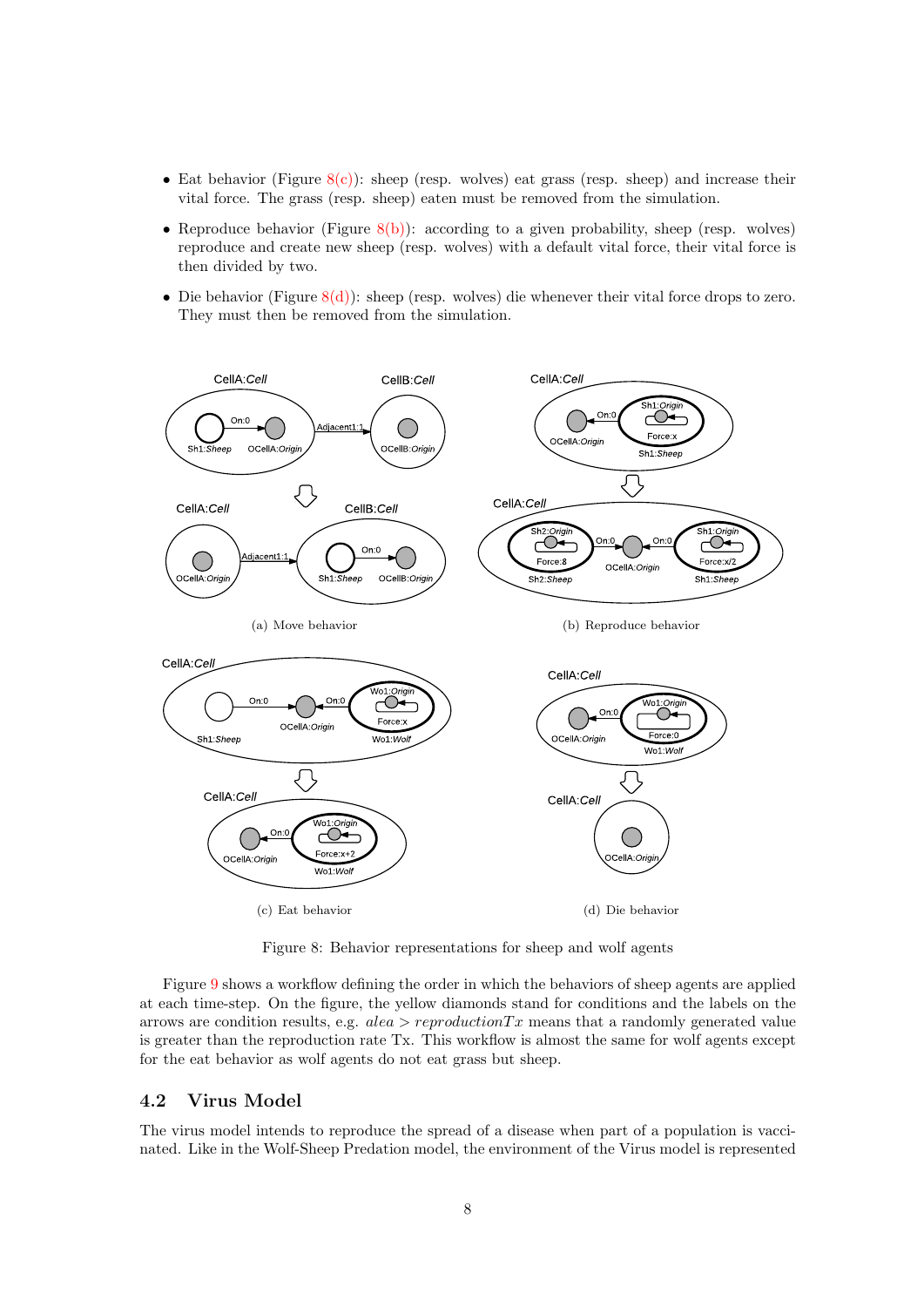- Eat behavior (Figure 8(c)): sheep (resp. wolves) eat grass (resp. sheep) and increase their vital force. The grass (resp. sheep) eaten must be removed from the simulation.
- Reproduce behavior (Figure 8(b)): according to a given probability, sheep (resp. wolves) reproduce and create new sheep (resp. wolves) with a default vital force, their vital force is then divided by two.
- Die behavior (Figure 8(d)): sheep (resp. wolves) die whenever their vital force drops to zero. They must then be removed from the simulation.

(a) Move behavior

(b) Reproduce behavior

(c) Eat behavior

(d) Die behavior

Figure 8: Behavior representations for sheep and wolf agents

Figure 9 shows a workflow defining the order in which the behaviors of sheep agents are applied at each time-step. On the figure, the yellow diamonds stand for conditions and the labels on the arrows are condition results, e.g. $alea > reproductionTx$ means that a randomly generated value is greater than the reproduction rate Tx. This workflow is almost the same for wolf agents except for the eat behavior as wolf agents do not eat grass but sheep.

## 4.2 Virus Model

The virus model intends to reproduce the spread of a disease when part of a population is vaccinated. Like in the Wolf-Sheep Predation model, the environment of the Virus model is represented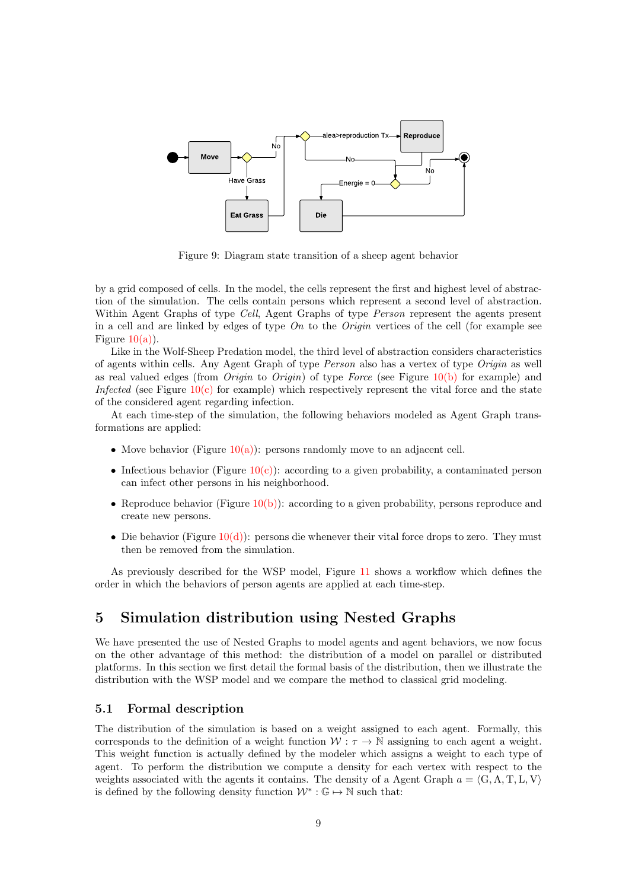Figure 9: Diagram state transition of a sheep agent behavior

by a grid composed of cells. In the model, the cells represent the first and highest level of abstraction of the simulation. The cells contain persons which represent a second level of abstraction. Within Agent Graphs of type *Cell*, Agent Graphs of type *Person* represent the agents present in a cell and are linked by edges of type *On* to the *Origin* vertices of the cell (for example see Figure 10(a)).

Like in the Wolf-Sheep Predation model, the third level of abstraction considers characteristics of agents within cells. Any Agent Graph of type *Person* also has a vertex of type *Origin* as well as real valued edges (from *Origin* to *Origin*) of type *Force* (see Figure 10(b) for example) and *Infected* (see Figure 10(c) for example) which respectively represent the vital force and the state of the considered agent regarding infection.

At each time-step of the simulation, the following behaviors modeled as Agent Graph transformations are applied:

- Move behavior (Figure 10(a)): persons randomly move to an adjacent cell.
- Infectious behavior (Figure 10(c)): according to a given probability, a contaminated person can infect other persons in his neighborhood.
- Reproduce behavior (Figure 10(b)): according to a given probability, persons reproduce and create new persons.
- Die behavior (Figure 10(d)): persons die whenever their vital force drops to zero. They must then be removed from the simulation.

As previously described for the WSP model, Figure 11 shows a workflow which defines the order in which the behaviors of person agents are applied at each time-step.

# 5 Simulation distribution using Nested Graphs

We have presented the use of Nested Graphs to model agents and agent behaviors, we now focus on the other advantage of this method: the distribution of a model on parallel or distributed platforms. In this section we first detail the formal basis of the distribution, then we illustrate the distribution with the WSP model and we compare the method to classical grid modeling.

## 5.1 Formal description

The distribution of the simulation is based on a weight assigned to each agent. Formally, this corresponds to the definition of a weight function $\mathcal{W} : \tau \rightarrow \mathbb{N}$ assigning to each agent a weight. This weight function is actually defined by the modeler which assigns a weight to each type of agent. To perform the distribution we compute a density for each vertex with respect to the weights associated with the agents it contains. The density of a Agent Graph $a = \langle \mathrm{G}, \mathrm{A}, \mathrm{T}, \mathrm{L}, \mathrm{V} \rangle$ is defined by the following density function $\mathcal{W}^* : \mathbb{G} \mapsto \mathbb{N}$ such that: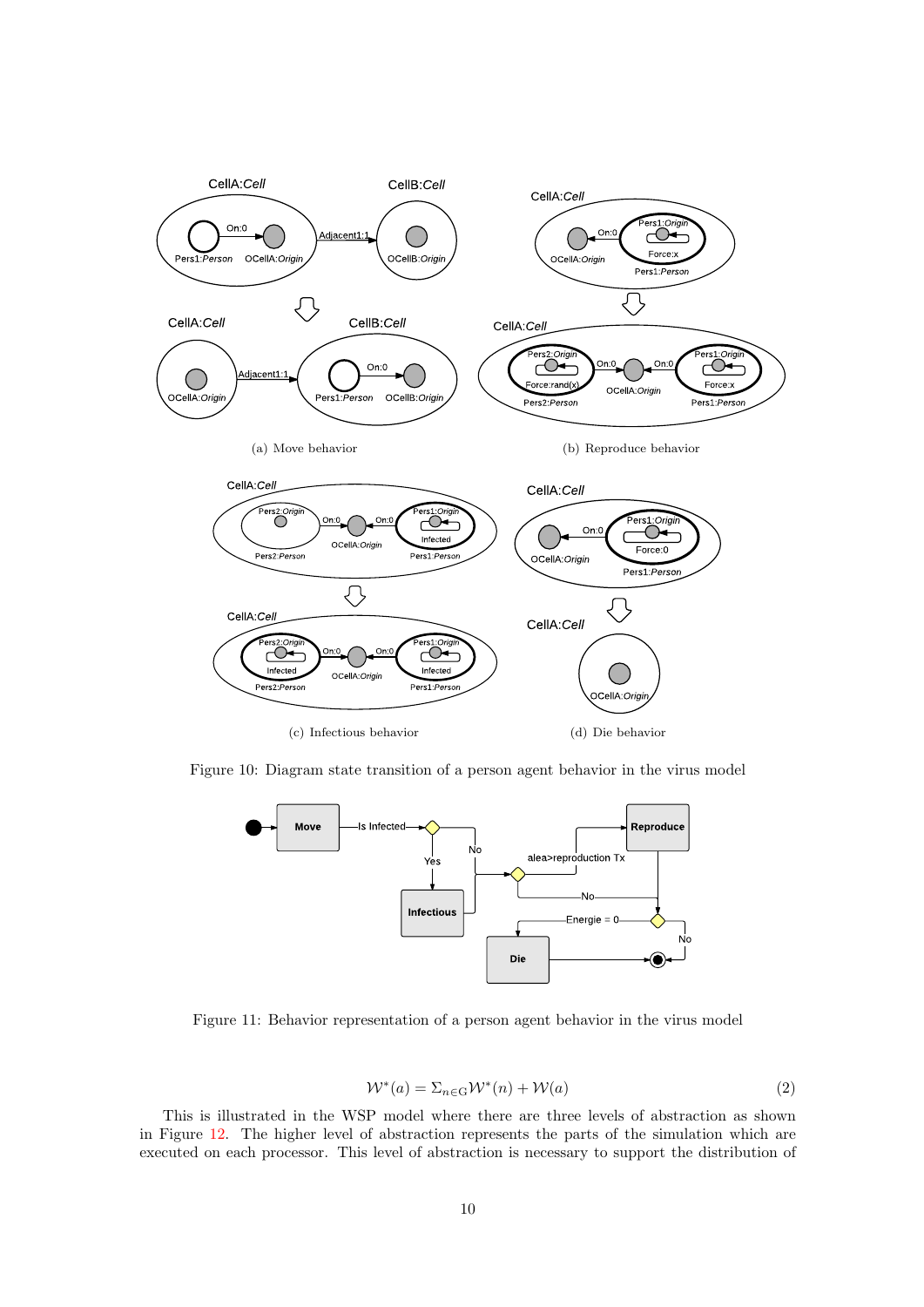(a) Move behavior

(b) Reproduce behavior

(c) Infectious behavior

(d) Die behavior

Figure 10: Diagram state transition of a person agent behavior in the virus model

Figure 11: Behavior representation of a person agent behavior in the virus model

$$\mathcal{W}^*(a) = \Sigma_{n \in \mathrm{G}} \mathcal{W}^*(n) + \mathcal{W}(a) \tag{2}$$

This is illustrated in the WSP model where there are three levels of abstraction as shown in Figure 12. The higher level of abstraction represents the parts of the simulation which are executed on each processor. This level of abstraction is necessary to support the distribution of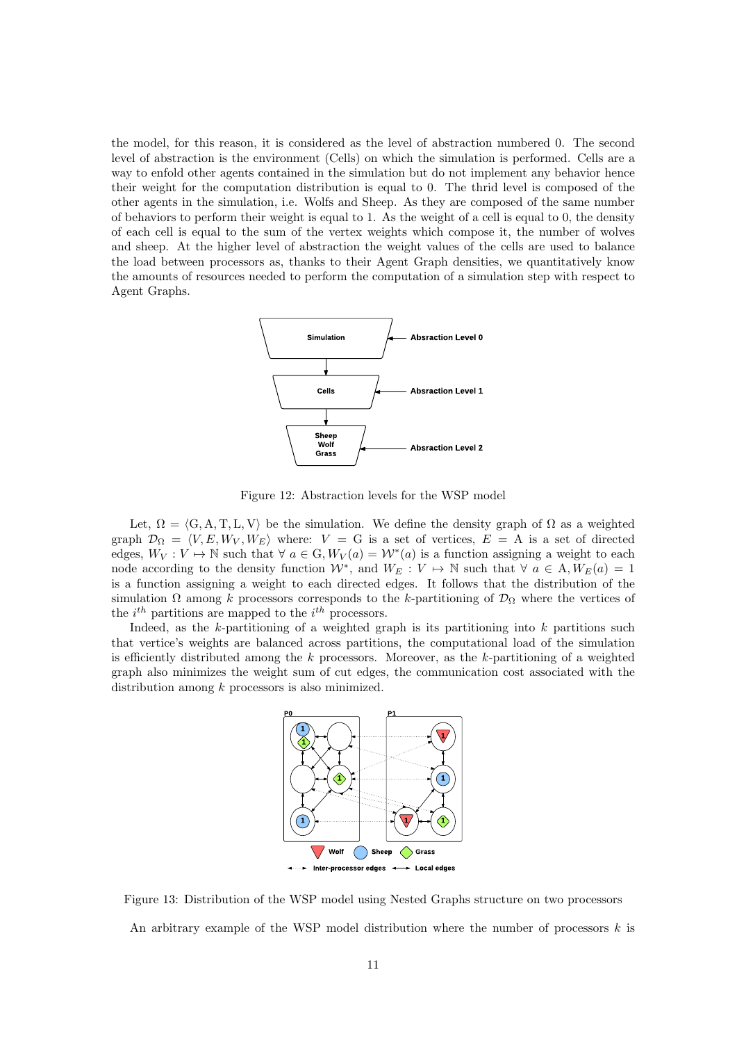the model, for this reason, it is considered as the level of abstraction numbered 0. The second level of abstraction is the environment (Cells) on which the simulation is performed. Cells are a way to enfold other agents contained in the simulation but do not implement any behavior hence their weight for the computation distribution is equal to 0. The thrid level is composed of the other agents in the simulation, i.e. Wolfs and Sheep. As they are composed of the same number of behaviors to perform their weight is equal to 1. As the weight of a cell is equal to 0, the density of each cell is equal to the sum of the vertex weights which compose it, the number of wolves and sheep. At the higher level of abstraction the weight values of the cells are used to balance the load between processors as, thanks to their Agent Graph densities, we quantitatively know the amounts of resources needed to perform the computation of a simulation step with respect to Agent Graphs.

Figure 12: Abstraction levels for the WSP model

Let, $\Omega = \langle \mathrm{G}, \mathrm{A}, \mathrm{T}, \mathrm{L}, \mathrm{V} \rangle$ be the simulation. We define the density graph of $\Omega$ as a weighted graph $\mathcal{D}_\Omega = \langle V, E, W_V, W_E \rangle$ where: $V = \mathrm{G}$ is a set of vertices, $E = \mathrm{A}$ is a set of directed edges, $W_V : V \mapsto \mathbb{N}$ such that $\forall\ a \in \mathrm{G}, W_V(a) = \mathcal{W}^*(a)$ is a function assigning a weight to each node according to the density function $\mathcal{W}^*$, and $W_E : V \mapsto \mathbb{N}$ such that $\forall\ a \in \mathrm{A}, W_E(a) = 1$ is a function assigning a weight to each directed edges. It follows that the distribution of the simulation $\Omega$ among $k$ processors corresponds to the $k$-partitioning of $\mathcal{D}_\Omega$ where the vertices of the $i^{th}$ partitions are mapped to the $i^{th}$ processors.

Indeed, as the $k$-partitioning of a weighted graph is its partitioning into $k$ partitions such that vertice's weights are balanced across partitions, the computational load of the simulation is efficiently distributed among the $k$ processors. Moreover, as the $k$-partitioning of a weighted graph also minimizes the weight sum of cut edges, the communication cost associated with the distribution among $k$ processors is also minimized.

Figure 13: Distribution of the WSP model using Nested Graphs structure on two processors

An arbitrary example of the WSP model distribution where the number of processors $k$ is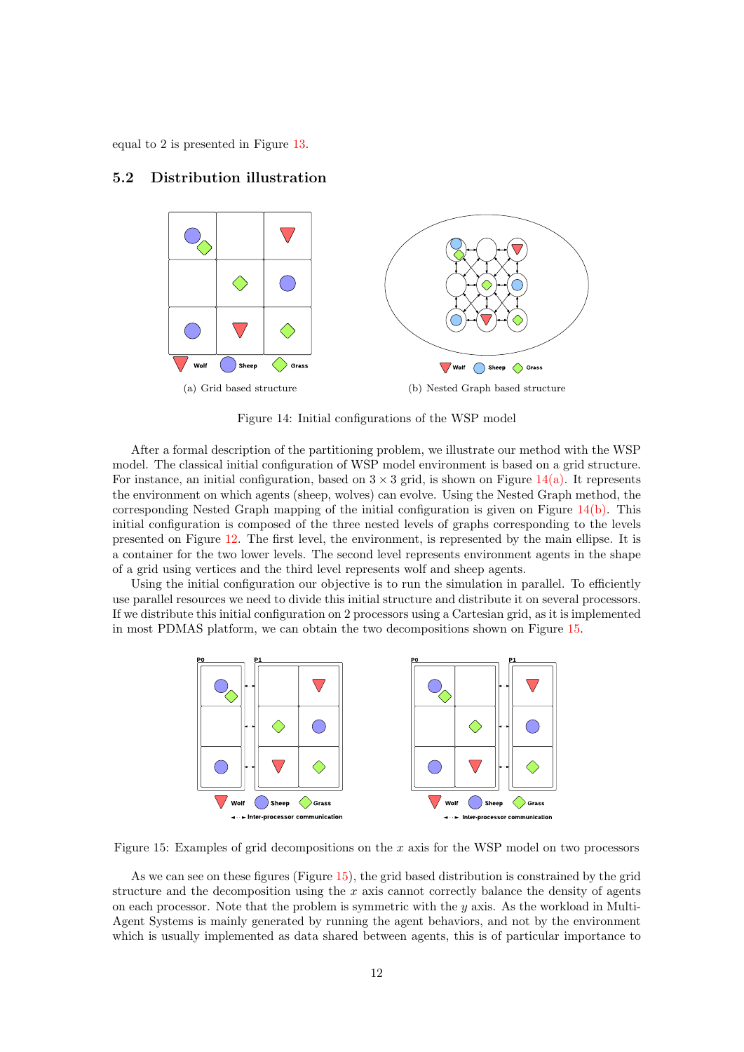equal to 2 is presented in Figure 13.

### 5.2 Distribution illustration

(a) Grid based structure

(b) Nested Graph based structure

Figure 14: Initial configurations of the WSP model

After a formal description of the partitioning problem, we illustrate our method with the WSP model. The classical initial configuration of WSP model environment is based on a grid structure. For instance, an initial configuration, based on $3 \times 3$ grid, is shown on Figure 14(a). It represents the environment on which agents (sheep, wolves) can evolve. Using the Nested Graph method, the corresponding Nested Graph mapping of the initial configuration is given on Figure 14(b). This initial configuration is composed of the three nested levels of graphs corresponding to the levels presented on Figure 12. The first level, the environment, is represented by the main ellipse. It is a container for the two lower levels. The second level represents environment agents in the shape of a grid using vertices and the third level represents wolf and sheep agents.

Using the initial configuration our objective is to run the simulation in parallel. To efficiently use parallel resources we need to divide this initial structure and distribute it on several processors. If we distribute this initial configuration on 2 processors using a Cartesian grid, as it is implemented in most PDMAS platform, we can obtain the two decompositions shown on Figure 15.

Figure 15: Examples of grid decompositions on the $x$ axis for the WSP model on two processors

As we can see on these figures (Figure 15), the grid based distribution is constrained by the grid structure and the decomposition using the $x$ axis cannot correctly balance the density of agents on each processor. Note that the problem is symmetric with the $y$ axis. As the workload in Multi-Agent Systems is mainly generated by running the agent behaviors, and not by the environment which is usually implemented as data shared between agents, this is of particular importance to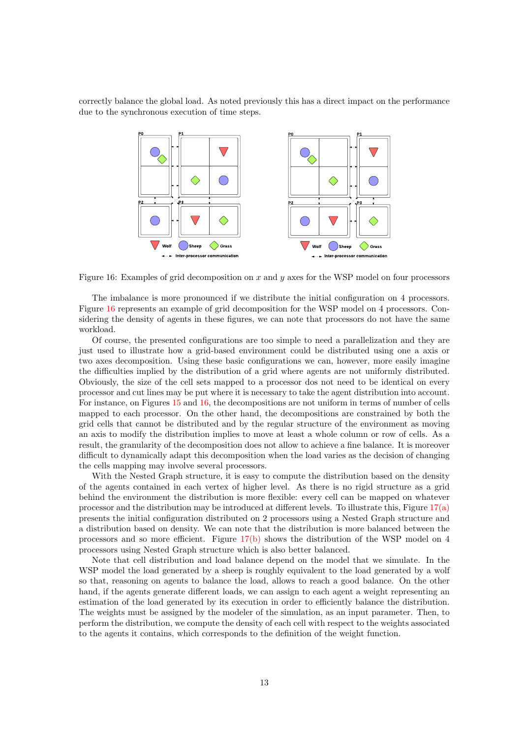correctly balance the global load. As noted previously this has a direct impact on the performance due to the synchronous execution of time steps.

Figure 16: Examples of grid decomposition on $x$ and $y$ axes for the WSP model on four processors

The imbalance is more pronounced if we distribute the initial configuration on 4 processors. Figure 16 represents an example of grid decomposition for the WSP model on 4 processors. Considering the density of agents in these figures, we can note that processors do not have the same workload.

Of course, the presented configurations are too simple to need a parallelization and they are just used to illustrate how a grid-based environment could be distributed using one a axis or two axes decomposition. Using these basic configurations we can, however, more easily imagine the difficulties implied by the distribution of a grid where agents are not uniformly distributed. Obviously, the size of the cell sets mapped to a processor dos not need to be identical on every processor and cut lines may be put where it is necessary to take the agent distribution into account. For instance, on Figures 15 and 16, the decompositions are not uniform in terms of number of cells mapped to each processor. On the other hand, the decompositions are constrained by both the grid cells that cannot be distributed and by the regular structure of the environment as moving an axis to modify the distribution implies to move at least a whole column or row of cells. As a result, the granularity of the decomposition does not allow to achieve a fine balance. It is moreover difficult to dynamically adapt this decomposition when the load varies as the decision of changing the cells mapping may involve several processors.

With the Nested Graph structure, it is easy to compute the distribution based on the density of the agents contained in each vertex of higher level. As there is no rigid structure as a grid behind the environment the distribution is more flexible: every cell can be mapped on whatever processor and the distribution may be introduced at different levels. To illustrate this, Figure 17(a) presents the initial configuration distributed on 2 processors using a Nested Graph structure and a distribution based on density. We can note that the distribution is more balanced between the processors and so more efficient. Figure 17(b) shows the distribution of the WSP model on 4 processors using Nested Graph structure which is also better balanced.

Note that cell distribution and load balance depend on the model that we simulate. In the WSP model the load generated by a sheep is roughly equivalent to the load generated by a wolf so that, reasoning on agents to balance the load, allows to reach a good balance. On the other hand, if the agents generate different loads, we can assign to each agent a weight representing an estimation of the load generated by its execution in order to efficiently balance the distribution. The weights must be assigned by the modeler of the simulation, as an input parameter. Then, to perform the distribution, we compute the density of each cell with respect to the weights associated to the agents it contains, which corresponds to the definition of the weight function.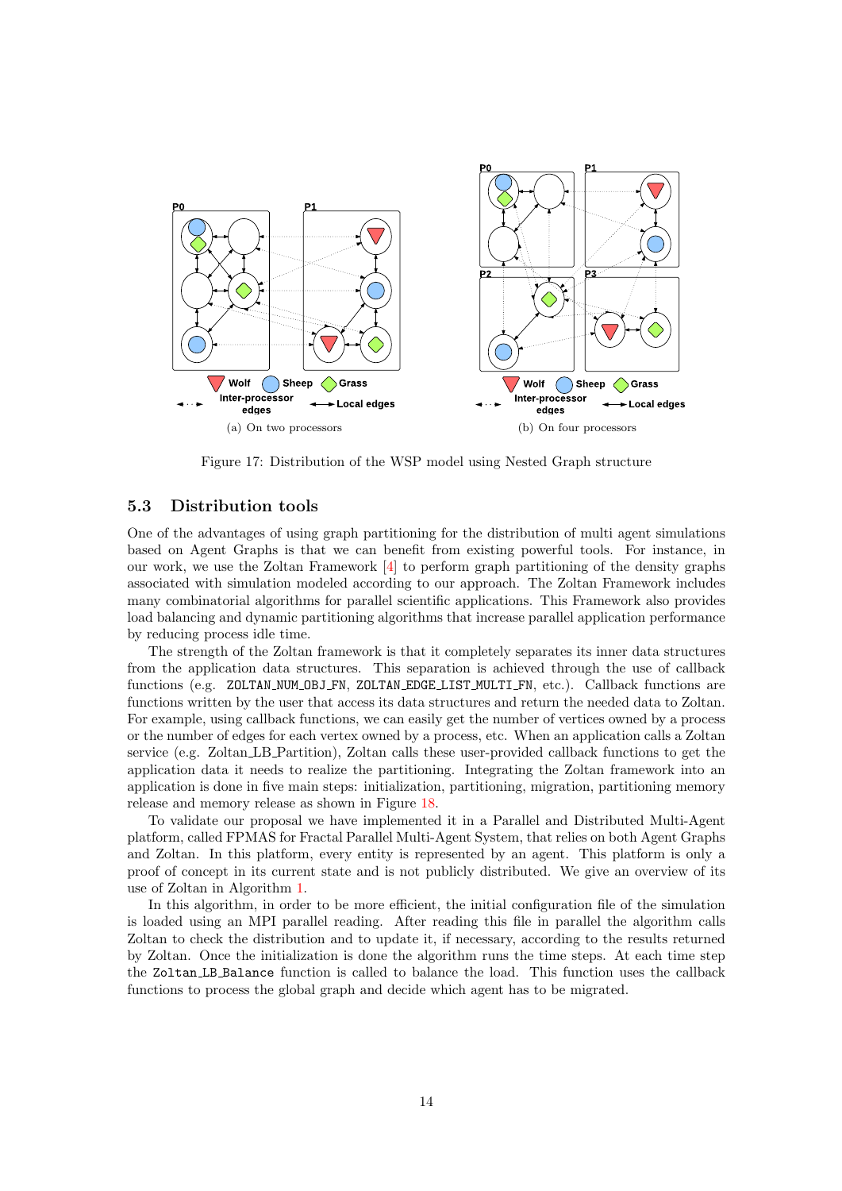(a) On two processors

(b) On four processors

Figure 17: Distribution of the WSP model using Nested Graph structure

### 5.3 Distribution tools

One of the advantages of using graph partitioning for the distribution of multi agent simulations based on Agent Graphs is that we can benefit from existing powerful tools. For instance, in our work, we use the Zoltan Framework [4] to perform graph partitioning of the density graphs associated with simulation modeled according to our approach. The Zoltan Framework includes many combinatorial algorithms for parallel scientific applications. This Framework also provides load balancing and dynamic partitioning algorithms that increase parallel application performance by reducing process idle time.

The strength of the Zoltan framework is that it completely separates its inner data structures from the application data structures. This separation is achieved through the use of callback functions (e.g. `ZOLTAN_NUM_OBJ_FN`, `ZOLTAN_EDGE_LIST_MULTI_FN`, etc.). Callback functions are functions written by the user that access its data structures and return the needed data to Zoltan. For example, using callback functions, we can easily get the number of vertices owned by a process or the number of edges for each vertex owned by a process, etc. When an application calls a Zoltan service (e.g. Zoltan_LB_Partition), Zoltan calls these user-provided callback functions to get the application data it needs to realize the partitioning. Integrating the Zoltan framework into an application is done in five main steps: initialization, partitioning, migration, partitioning memory release and memory release as shown in Figure 18.

To validate our proposal we have implemented it in a Parallel and Distributed Multi-Agent platform, called FPMAS for Fractal Parallel Multi-Agent System, that relies on both Agent Graphs and Zoltan. In this platform, every entity is represented by an agent. This platform is only a proof of concept in its current state and is not publicly distributed. We give an overview of its use of Zoltan in Algorithm 1.

In this algorithm, in order to be more efficient, the initial configuration file of the simulation is loaded using an MPI parallel reading. After reading this file in parallel the algorithm calls Zoltan to check the distribution and to update it, if necessary, according to the results returned by Zoltan. Once the initialization is done the algorithm runs the time steps. At each time step the `Zoltan_LB_Balance` function is called to balance the load. This function uses the callback functions to process the global graph and decide which agent has to be migrated.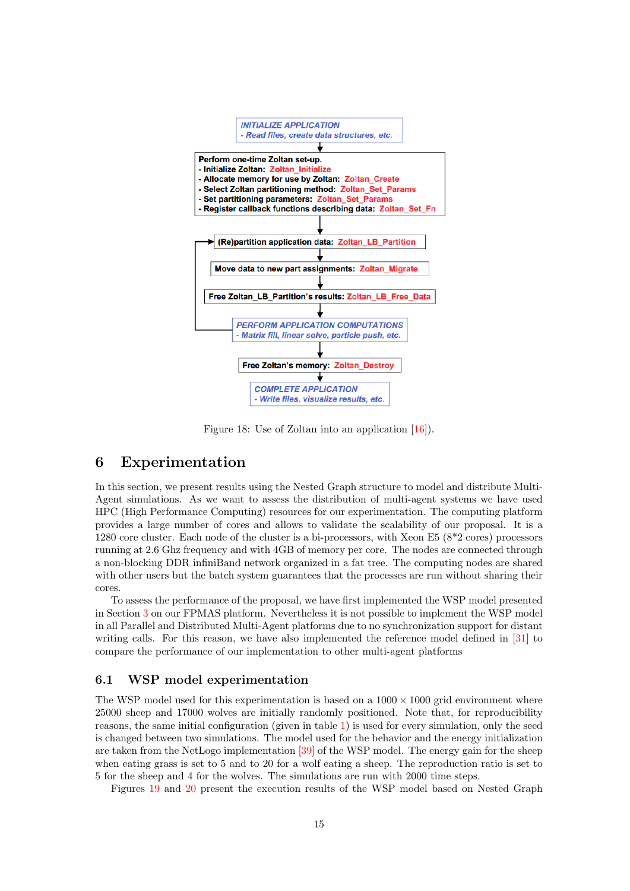INITIALIZE APPLICATION
- Read files, create data structures, etc.

Perform one-time Zoltan set-up.
- Initialize Zoltan: Zoltan_Initialize
- Allocate memory for use by Zoltan: Zoltan_Create
- Select Zoltan partitioning method: Zoltan_Set_Params
- Set partitioning parameters: Zoltan_Set_Params
- Register callback functions describing data: Zoltan_Set_Fn

(Re)partition application data: Zoltan_LB_Partition

Move data to new part assignments: Zoltan_Migrate

Free Zoltan_LB_Partition's results: Zoltan_LB_Free_Data

PERFORM APPLICATION COMPUTATIONS
- Matrix fill, linear solve, particle push, etc.

Free Zoltan's memory: Zoltan_Destroy

COMPLETE APPLICATION
- Write files, visualize results, etc.

Figure 18: Use of Zoltan into an application [16]).

# 6 Experimentation

In this section, we present results using the Nested Graph structure to model and distribute Multi-Agent simulations. As we want to assess the distribution of multi-agent systems we have used HPC (High Performance Computing) resources for our experimentation. The computing platform provides a large number of cores and allows to validate the scalability of our proposal. It is a 1280 core cluster. Each node of the cluster is a bi-processors, with Xeon E5 (8*2 cores) processors running at 2.6 Ghz frequency and with 4GB of memory per core. The nodes are connected through a non-blocking DDR infiniBand network organized in a fat tree. The computing nodes are shared with other users but the batch system guarantees that the processes are run without sharing their cores.

To assess the performance of the proposal, we have first implemented the WSP model presented in Section 3 on our FPMAS platform. Nevertheless it is not possible to implement the WSP model in all Parallel and Distributed Multi-Agent platforms due to no synchronization support for distant writing calls. For this reason, we have also implemented the reference model defined in [31] to compare the performance of our implementation to other multi-agent platforms

## 6.1 WSP model experimentation

The WSP model used for this experimentation is based on a $1000 \times 1000$ grid environment where 25000 sheep and 17000 wolves are initially randomly positioned. Note that, for reproducibility reasons, the same initial configuration (given in table 1) is used for every simulation, only the seed is changed between two simulations. The model used for the behavior and the energy initialization are taken from the NetLogo implementation [39] of the WSP model. The energy gain for the sheep when eating grass is set to 5 and to 20 for a wolf eating a sheep. The reproduction ratio is set to 5 for the sheep and 4 for the wolves. The simulations are run with 2000 time steps.

Figures 19 and 20 present the execution results of the WSP model based on Nested Graph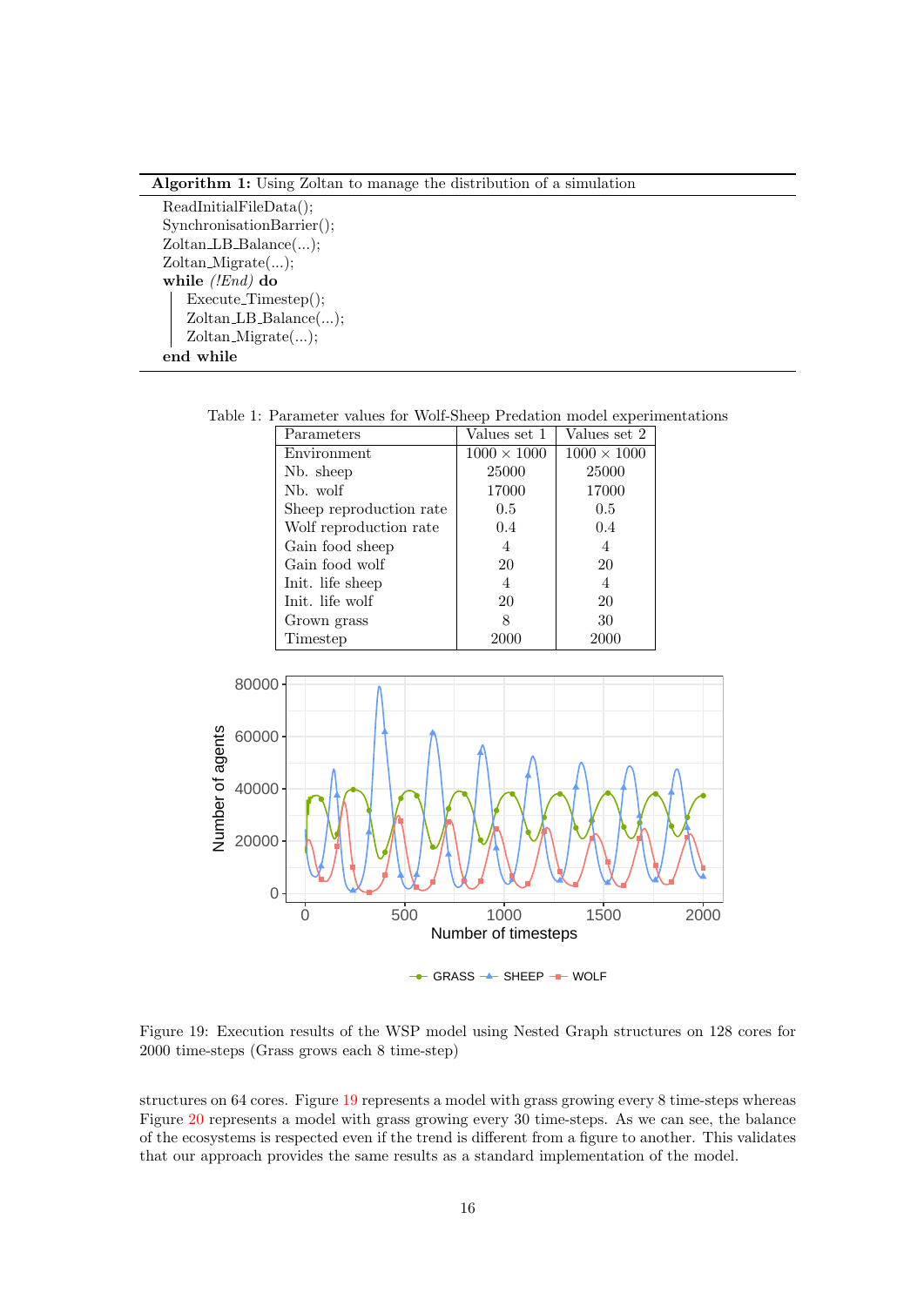**Algorithm 1:** Using Zoltan to manage the distribution of a simulation

```
ReadInitialFileData();
SynchronisationBarrier();
Zoltan_LB_Balance(...);
Zoltan_Migrate(...);
while (!End) do
    Execute_Timestep();
    Zoltan_LB_Balance(...);
    Zoltan_Migrate(...);
end while
```

Table 1: Parameter values for Wolf-Sheep Predation model experimentations

| Parameters | Values set 1 | Values set 2 |
|---|---|---|
| Environment | $1000 \times 1000$ | $1000 \times 1000$ |
| Nb. sheep | 25000 | 25000 |
| Nb. wolf | 17000 | 17000 |
| Sheep reproduction rate | 0.5 | 0.5 |
| Wolf reproduction rate | 0.4 | 0.4 |
| Gain food sheep | 4 | 4 |
| Gain food wolf | 20 | 20 |
| Init. life sheep | 4 | 4 |
| Init. life wolf | 20 | 20 |
| Grown grass | 8 | 30 |
| Timestep | 2000 | 2000 |

Figure 19: Execution results of the WSP model using Nested Graph structures on 128 cores for 2000 time-steps (Grass grows each 8 time-step)

structures on 64 cores. Figure 19 represents a model with grass growing every 8 time-steps whereas Figure 20 represents a model with grass growing every 30 time-steps. As we can see, the balance of the ecosystems is respected even if the trend is different from a figure to another. This validates that our approach provides the same results as a standard implementation of the model.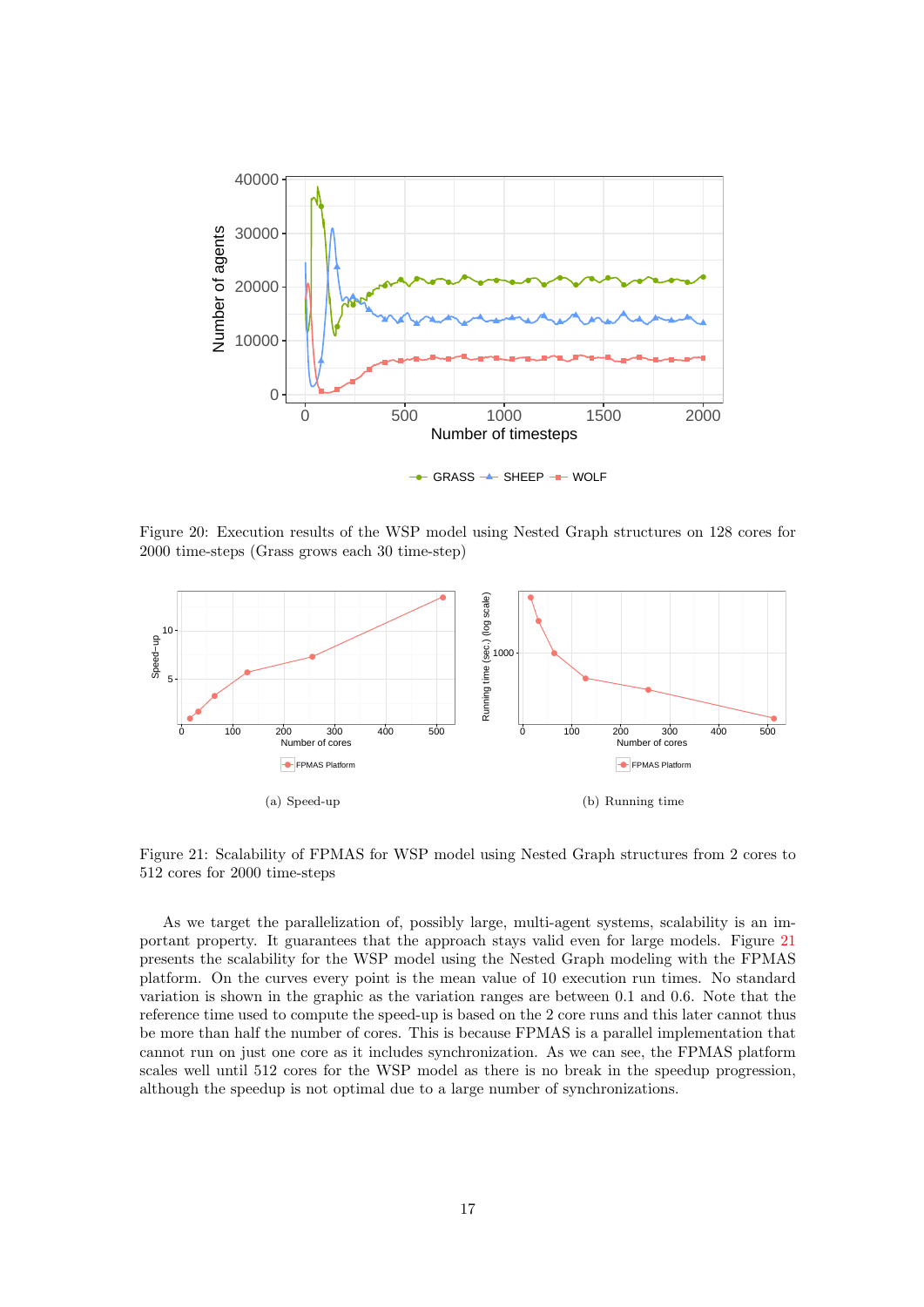Figure 20: Execution results of the WSP model using Nested Graph structures on 128 cores for 2000 time-steps (Grass grows each 30 time-step)

(a) Speed-up

(b) Running time

Figure 21: Scalability of FPMAS for WSP model using Nested Graph structures from 2 cores to 512 cores for 2000 time-steps

As we target the parallelization of, possibly large, multi-agent systems, scalability is an important property. It guarantees that the approach stays valid even for large models. Figure 21 presents the scalability for the WSP model using the Nested Graph modeling with the FPMAS platform. On the curves every point is the mean value of 10 execution run times. No standard variation is shown in the graphic as the variation ranges are between 0.1 and 0.6. Note that the reference time used to compute the speed-up is based on the 2 core runs and this later cannot thus be more than half the number of cores. This is because FPMAS is a parallel implementation that cannot run on just one core as it includes synchronization. As we can see, the FPMAS platform scales well until 512 cores for the WSP model as there is no break in the speedup progression, although the speedup is not optimal due to a large number of synchronizations.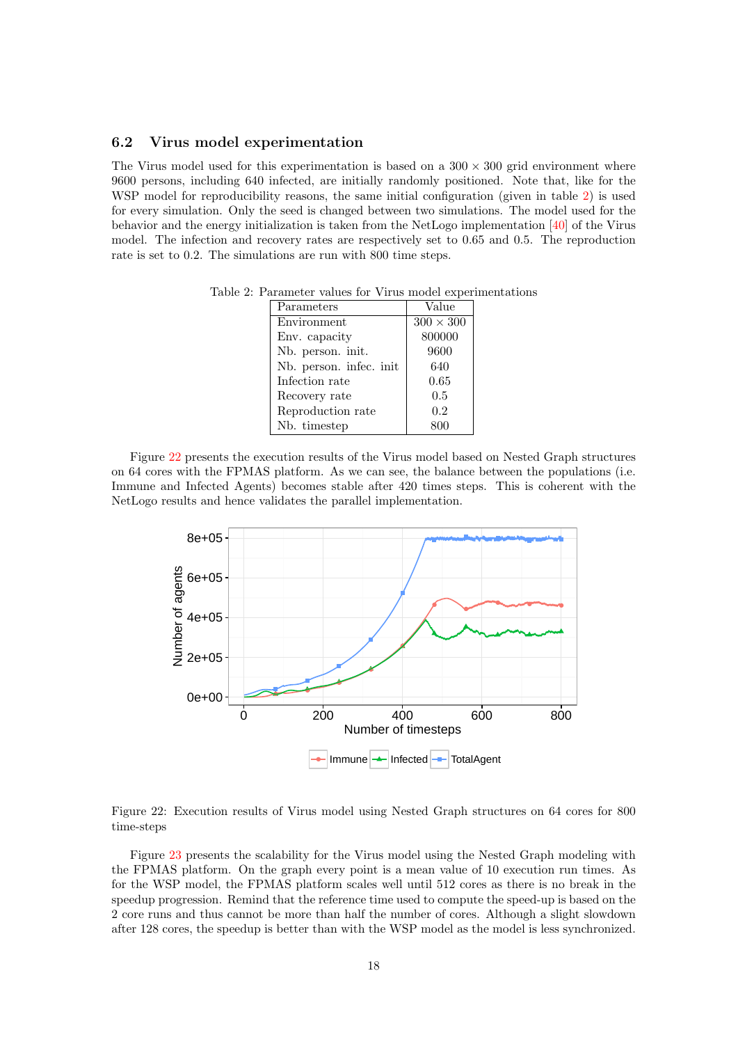## 6.2 Virus model experimentation

The Virus model used for this experimentation is based on a $300 \times 300$ grid environment where 9600 persons, including 640 infected, are initially randomly positioned. Note that, like for the WSP model for reproducibility reasons, the same initial configuration (given in table 2) is used for every simulation. Only the seed is changed between two simulations. The model used for the behavior and the energy initialization is taken from the NetLogo implementation [40] of the Virus model. The infection and recovery rates are respectively set to 0.65 and 0.5. The reproduction rate is set to 0.2. The simulations are run with 800 time steps.

Table 2: Parameter values for Virus model experimentations

| Parameters | Value |
|---|---|
| Environment | $300 \times 300$ |
| Env. capacity | 800000 |
| Nb. person. init. | 9600 |
| Nb. person. infec. init | 640 |
| Infection rate | 0.65 |
| Recovery rate | 0.5 |
| Reproduction rate | 0.2 |
| Nb. timestep | 800 |

Figure 22 presents the execution results of the Virus model based on Nested Graph structures on 64 cores with the FPMAS platform. As we can see, the balance between the populations (i.e. Immune and Infected Agents) becomes stable after 420 times steps. This is coherent with the NetLogo results and hence validates the parallel implementation.

Figure 22: Execution results of Virus model using Nested Graph structures on 64 cores for 800 time-steps

Figure 23 presents the scalability for the Virus model using the Nested Graph modeling with the FPMAS platform. On the graph every point is a mean value of 10 execution run times. As for the WSP model, the FPMAS platform scales well until 512 cores as there is no break in the speedup progression. Remind that the reference time used to compute the speed-up is based on the 2 core runs and thus cannot be more than half the number of cores. Although a slight slowdown after 128 cores, the speedup is better than with the WSP model as the model is less synchronized.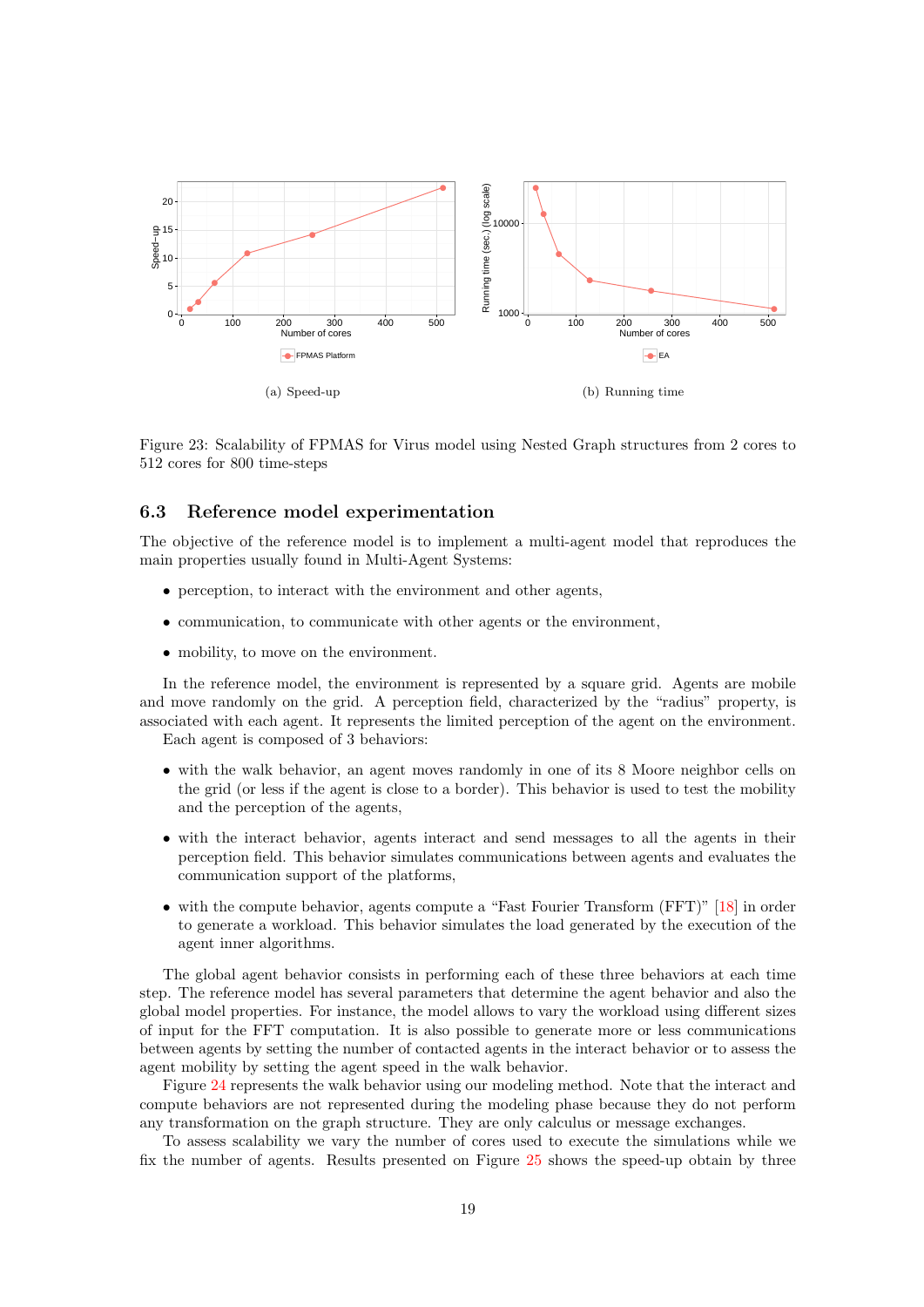(a) Speed-up

(b) Running time

Figure 23: Scalability of FPMAS for Virus model using Nested Graph structures from 2 cores to 512 cores for 800 time-steps

### 6.3 Reference model experimentation

The objective of the reference model is to implement a multi-agent model that reproduces the main properties usually found in Multi-Agent Systems:

- perception, to interact with the environment and other agents,
- communication, to communicate with other agents or the environment,
- mobility, to move on the environment.

In the reference model, the environment is represented by a square grid. Agents are mobile and move randomly on the grid. A perception field, characterized by the "radius" property, is associated with each agent. It represents the limited perception of the agent on the environment.

Each agent is composed of 3 behaviors:

- with the walk behavior, an agent moves randomly in one of its 8 Moore neighbor cells on the grid (or less if the agent is close to a border). This behavior is used to test the mobility and the perception of the agents,
- with the interact behavior, agents interact and send messages to all the agents in their perception field. This behavior simulates communications between agents and evaluates the communication support of the platforms,
- with the compute behavior, agents compute a "Fast Fourier Transform (FFT)" [18] in order to generate a workload. This behavior simulates the load generated by the execution of the agent inner algorithms.

The global agent behavior consists in performing each of these three behaviors at each time step. The reference model has several parameters that determine the agent behavior and also the global model properties. For instance, the model allows to vary the workload using different sizes of input for the FFT computation. It is also possible to generate more or less communications between agents by setting the number of contacted agents in the interact behavior or to assess the agent mobility by setting the agent speed in the walk behavior.

Figure 24 represents the walk behavior using our modeling method. Note that the interact and compute behaviors are not represented during the modeling phase because they do not perform any transformation on the graph structure. They are only calculus or message exchanges.

To assess scalability we vary the number of cores used to execute the simulations while we fix the number of agents. Results presented on Figure 25 shows the speed-up obtain by three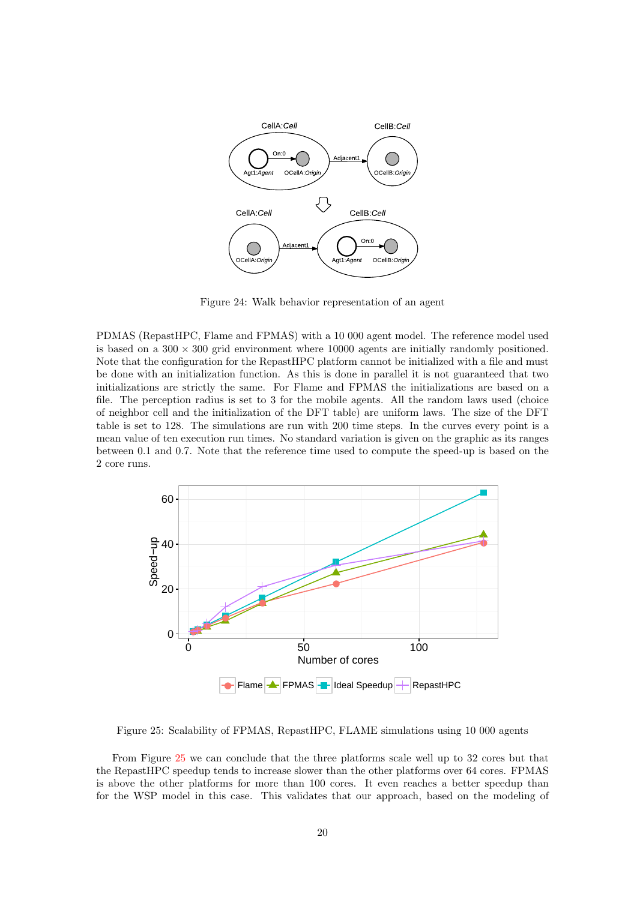Figure 24: Walk behavior representation of an agent

PDMAS (RepastHPC, Flame and FPMAS) with a 10 000 agent model. The reference model used is based on a $300 \times 300$ grid environment where 10000 agents are initially randomly positioned. Note that the configuration for the RepastHPC platform cannot be initialized with a file and must be done with an initialization function. As this is done in parallel it is not guaranteed that two initializations are strictly the same. For Flame and FPMAS the initializations are based on a file. The perception radius is set to 3 for the mobile agents. All the random laws used (choice of neighbor cell and the initialization of the DFT table) are uniform laws. The size of the DFT table is set to 128. The simulations are run with 200 time steps. In the curves every point is a mean value of ten execution run times. No standard variation is given on the graphic as its ranges between 0.1 and 0.7. Note that the reference time used to compute the speed-up is based on the 2 core runs.

Figure 25: Scalability of FPMAS, RepastHPC, FLAME simulations using 10 000 agents

From Figure 25 we can conclude that the three platforms scale well up to 32 cores but that the RepastHPC speedup tends to increase slower than the other platforms over 64 cores. FPMAS is above the other platforms for more than 100 cores. It even reaches a better speedup than for the WSP model in this case. This validates that our approach, based on the modeling of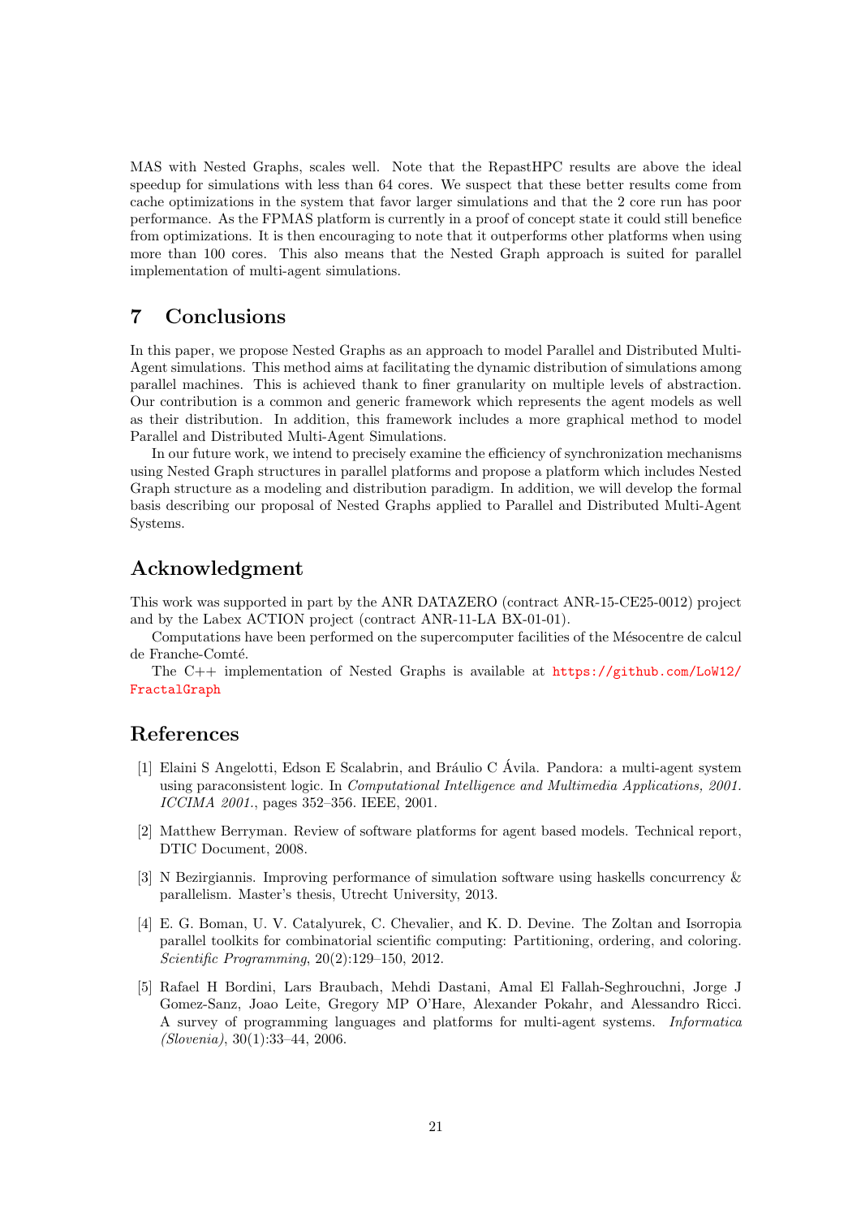MAS with Nested Graphs, scales well. Note that the RepastHPC results are above the ideal speedup for simulations with less than 64 cores. We suspect that these better results come from cache optimizations in the system that favor larger simulations and that the 2 core run has poor performance. As the FPMAS platform is currently in a proof of concept state it could still benefice from optimizations. It is then encouraging to note that it outperforms other platforms when using more than 100 cores. This also means that the Nested Graph approach is suited for parallel implementation of multi-agent simulations.

## 7 Conclusions

In this paper, we propose Nested Graphs as an approach to model Parallel and Distributed Multi-Agent simulations. This method aims at facilitating the dynamic distribution of simulations among parallel machines. This is achieved thank to finer granularity on multiple levels of abstraction. Our contribution is a common and generic framework which represents the agent models as well as their distribution. In addition, this framework includes a more graphical method to model Parallel and Distributed Multi-Agent Simulations.

In our future work, we intend to precisely examine the efficiency of synchronization mechanisms using Nested Graph structures in parallel platforms and propose a platform which includes Nested Graph structure as a modeling and distribution paradigm. In addition, we will develop the formal basis describing our proposal of Nested Graphs applied to Parallel and Distributed Multi-Agent Systems.

## Acknowledgment

This work was supported in part by the ANR DATAZERO (contract ANR-15-CE25-0012) project and by the Labex ACTION project (contract ANR-11-LA BX-01-01).

Computations have been performed on the supercomputer facilities of the Mésocentre de calcul de Franche-Comté.

The C++ implementation of Nested Graphs is available at https://github.com/LoW12/FractalGraph

## References

[1] Elaini S Angelotti, Edson E Scalabrin, and Bráulio C Ávila. Pandora: a multi-agent system using paraconsistent logic. In *Computational Intelligence and Multimedia Applications, 2001. ICCIMA 2001.*, pages 352–356. IEEE, 2001.

[2] Matthew Berryman. Review of software platforms for agent based models. Technical report, DTIC Document, 2008.

[3] N Bezirgiannis. Improving performance of simulation software using haskells concurrency & parallelism. Master's thesis, Utrecht University, 2013.

[4] E. G. Boman, U. V. Catalyurek, C. Chevalier, and K. D. Devine. The Zoltan and Isorropia parallel toolkits for combinatorial scientific computing: Partitioning, ordering, and coloring. *Scientific Programming*, 20(2):129–150, 2012.

[5] Rafael H Bordini, Lars Braubach, Mehdi Dastani, Amal El Fallah-Seghrouchni, Jorge J Gomez-Sanz, Joao Leite, Gregory MP O'Hare, Alexander Pokahr, and Alessandro Ricci. A survey of programming languages and platforms for multi-agent systems. *Informatica (Slovenia)*, 30(1):33–44, 2006.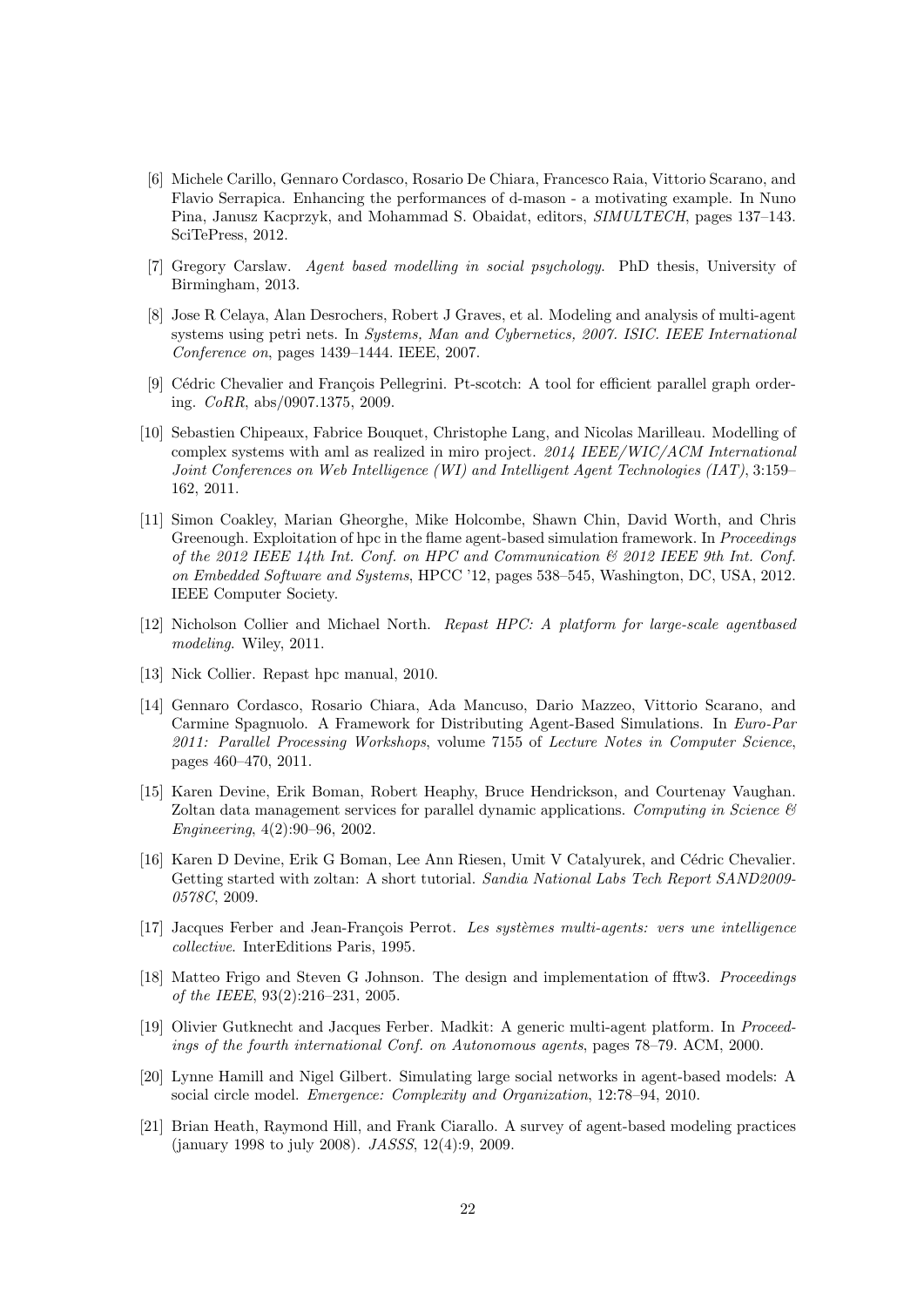[6] Michele Carillo, Gennaro Cordasco, Rosario De Chiara, Francesco Raia, Vittorio Scarano, and Flavio Serrapica. Enhancing the performances of d-mason - a motivating example. In Nuno Pina, Janusz Kacprzyk, and Mohammad S. Obaidat, editors, *SIMULTECH*, pages 137–143. SciTePress, 2012.

[7] Gregory Carslaw. *Agent based modelling in social psychology*. PhD thesis, University of Birmingham, 2013.

[8] Jose R Celaya, Alan Desrochers, Robert J Graves, et al. Modeling and analysis of multi-agent systems using petri nets. In *Systems, Man and Cybernetics, 2007. ISIC. IEEE International Conference on*, pages 1439–1444. IEEE, 2007.

[9] Cédric Chevalier and François Pellegrini. Pt-scotch: A tool for efficient parallel graph ordering. *CoRR*, abs/0907.1375, 2009.

[10] Sebastien Chipeaux, Fabrice Bouquet, Christophe Lang, and Nicolas Marilleau. Modelling of complex systems with aml as realized in miro project. *2014 IEEE/WIC/ACM International Joint Conferences on Web Intelligence (WI) and Intelligent Agent Technologies (IAT)*, 3:159–162, 2011.

[11] Simon Coakley, Marian Gheorghe, Mike Holcombe, Shawn Chin, David Worth, and Chris Greenough. Exploitation of hpc in the flame agent-based simulation framework. In *Proceedings of the 2012 IEEE 14th Int. Conf. on HPC and Communication & 2012 IEEE 9th Int. Conf. on Embedded Software and Systems*, HPCC '12, pages 538–545, Washington, DC, USA, 2012. IEEE Computer Society.

[12] Nicholson Collier and Michael North. *Repast HPC: A platform for large-scale agentbased modeling*. Wiley, 2011.

[13] Nick Collier. Repast hpc manual, 2010.

[14] Gennaro Cordasco, Rosario Chiara, Ada Mancuso, Dario Mazzeo, Vittorio Scarano, and Carmine Spagnuolo. A Framework for Distributing Agent-Based Simulations. In *Euro-Par 2011: Parallel Processing Workshops*, volume 7155 of *Lecture Notes in Computer Science*, pages 460–470, 2011.

[15] Karen Devine, Erik Boman, Robert Heaphy, Bruce Hendrickson, and Courtenay Vaughan. Zoltan data management services for parallel dynamic applications. *Computing in Science & Engineering*, 4(2):90–96, 2002.

[16] Karen D Devine, Erik G Boman, Lee Ann Riesen, Umit V Catalyurek, and Cédric Chevalier. Getting started with zoltan: A short tutorial. *Sandia National Labs Tech Report SAND2009-0578C*, 2009.

[17] Jacques Ferber and Jean-François Perrot. *Les systèmes multi-agents: vers une intelligence collective*. InterEditions Paris, 1995.

[18] Matteo Frigo and Steven G Johnson. The design and implementation of fftw3. *Proceedings of the IEEE*, 93(2):216–231, 2005.

[19] Olivier Gutknecht and Jacques Ferber. Madkit: A generic multi-agent platform. In *Proceedings of the fourth international Conf. on Autonomous agents*, pages 78–79. ACM, 2000.

[20] Lynne Hamill and Nigel Gilbert. Simulating large social networks in agent-based models: A social circle model. *Emergence: Complexity and Organization*, 12:78–94, 2010.

[21] Brian Heath, Raymond Hill, and Frank Ciarallo. A survey of agent-based modeling practices (january 1998 to july 2008). *JASSS*, 12(4):9, 2009.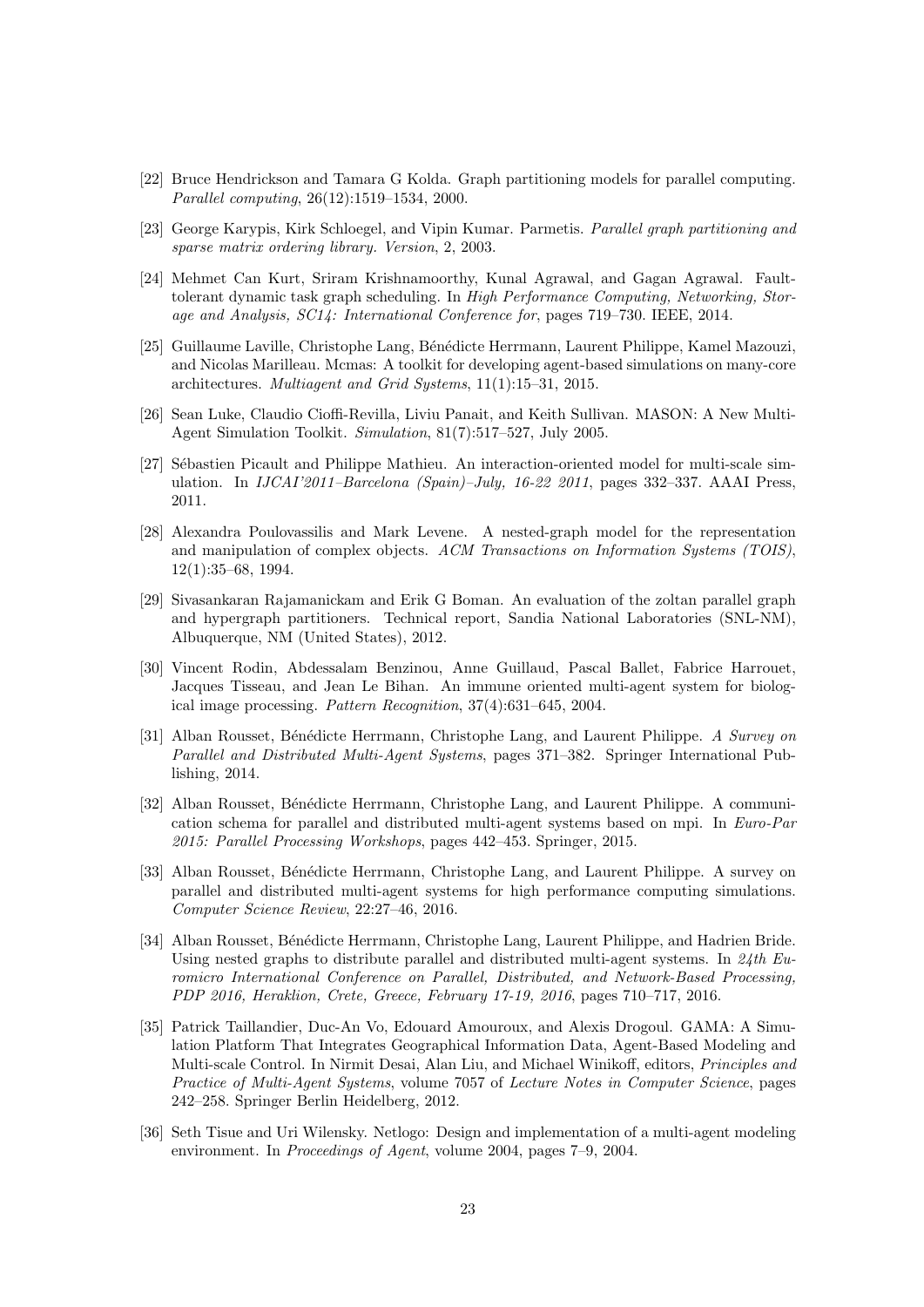[22] Bruce Hendrickson and Tamara G Kolda. Graph partitioning models for parallel computing. *Parallel computing*, 26(12):1519–1534, 2000.

[23] George Karypis, Kirk Schloegel, and Vipin Kumar. Parmetis. *Parallel graph partitioning and sparse matrix ordering library. Version*, 2, 2003.

[24] Mehmet Can Kurt, Sriram Krishnamoorthy, Kunal Agrawal, and Gagan Agrawal. Fault-tolerant dynamic task graph scheduling. In *High Performance Computing, Networking, Storage and Analysis, SC14: International Conference for*, pages 719–730. IEEE, 2014.

[25] Guillaume Laville, Christophe Lang, Bénédicte Herrmann, Laurent Philippe, Kamel Mazouzi, and Nicolas Marilleau. Mcmas: A toolkit for developing agent-based simulations on many-core architectures. *Multiagent and Grid Systems*, 11(1):15–31, 2015.

[26] Sean Luke, Claudio Cioffi-Revilla, Liviu Panait, and Keith Sullivan. MASON: A New Multi-Agent Simulation Toolkit. *Simulation*, 81(7):517–527, July 2005.

[27] Sébastien Picault and Philippe Mathieu. An interaction-oriented model for multi-scale simulation. In *IJCAI'2011–Barcelona (Spain)–July, 16-22 2011*, pages 332–337. AAAI Press, 2011.

[28] Alexandra Poulovassilis and Mark Levene. A nested-graph model for the representation and manipulation of complex objects. *ACM Transactions on Information Systems (TOIS)*, 12(1):35–68, 1994.

[29] Sivasankaran Rajamanickam and Erik G Boman. An evaluation of the zoltan parallel graph and hypergraph partitioners. Technical report, Sandia National Laboratories (SNL-NM), Albuquerque, NM (United States), 2012.

[30] Vincent Rodin, Abdessalam Benzinou, Anne Guillaud, Pascal Ballet, Fabrice Harrouet, Jacques Tisseau, and Jean Le Bihan. An immune oriented multi-agent system for biological image processing. *Pattern Recognition*, 37(4):631–645, 2004.

[31] Alban Rousset, Bénédicte Herrmann, Christophe Lang, and Laurent Philippe. *A Survey on Parallel and Distributed Multi-Agent Systems*, pages 371–382. Springer International Publishing, 2014.

[32] Alban Rousset, Bénédicte Herrmann, Christophe Lang, and Laurent Philippe. A communication schema for parallel and distributed multi-agent systems based on mpi. In *Euro-Par 2015: Parallel Processing Workshops*, pages 442–453. Springer, 2015.

[33] Alban Rousset, Bénédicte Herrmann, Christophe Lang, and Laurent Philippe. A survey on parallel and distributed multi-agent systems for high performance computing simulations. *Computer Science Review*, 22:27–46, 2016.

[34] Alban Rousset, Bénédicte Herrmann, Christophe Lang, Laurent Philippe, and Hadrien Bride. Using nested graphs to distribute parallel and distributed multi-agent systems. In *24th Euromicro International Conference on Parallel, Distributed, and Network-Based Processing, PDP 2016, Heraklion, Crete, Greece, February 17-19, 2016*, pages 710–717, 2016.

[35] Patrick Taillandier, Duc-An Vo, Edouard Amouroux, and Alexis Drogoul. GAMA: A Simulation Platform That Integrates Geographical Information Data, Agent-Based Modeling and Multi-scale Control. In Nirmit Desai, Alan Liu, and Michael Winikoff, editors, *Principles and Practice of Multi-Agent Systems*, volume 7057 of *Lecture Notes in Computer Science*, pages 242–258. Springer Berlin Heidelberg, 2012.

[36] Seth Tisue and Uri Wilensky. Netlogo: Design and implementation of a multi-agent modeling environment. In *Proceedings of Agent*, volume 2004, pages 7–9, 2004.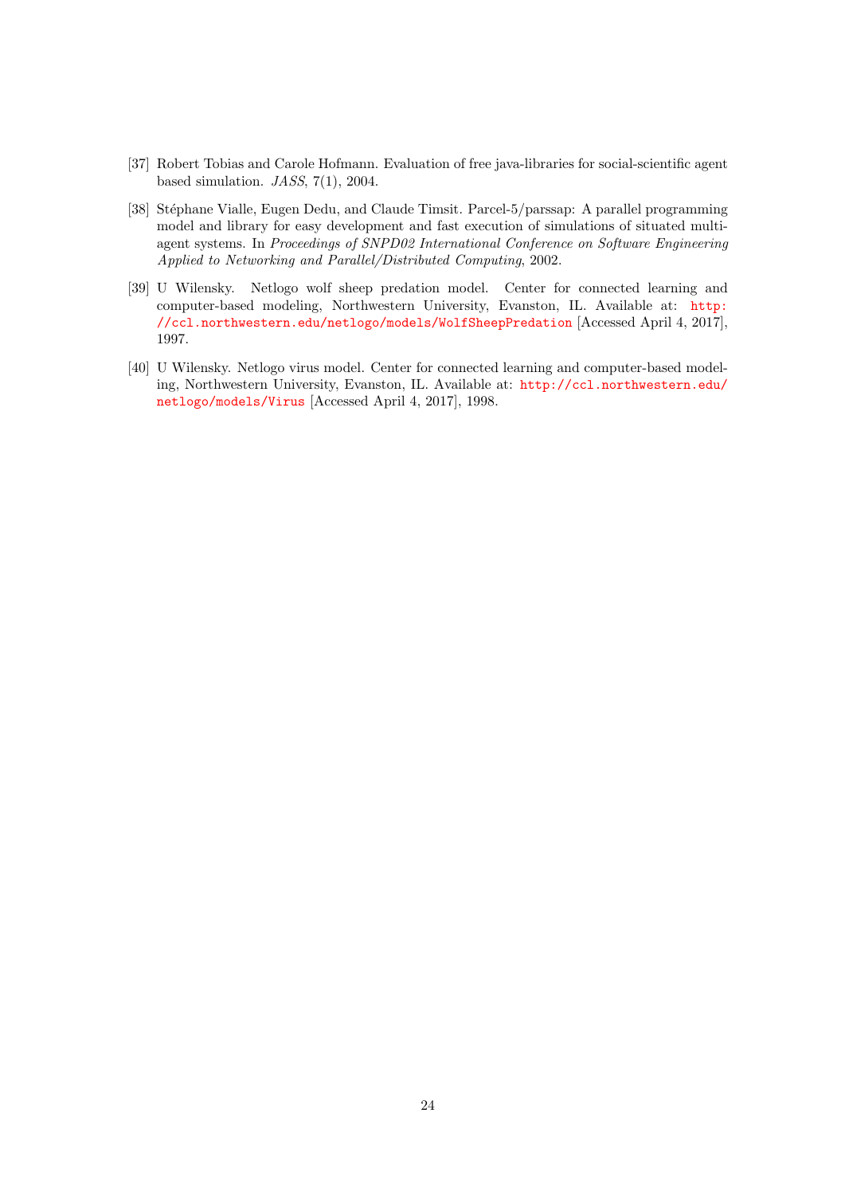[37] Robert Tobias and Carole Hofmann. Evaluation of free java-libraries for social-scientific agent based simulation. *JASS*, 7(1), 2004.

[38] Stéphane Vialle, Eugen Dedu, and Claude Timsit. Parcel-5/parssap: A parallel programming model and library for easy development and fast execution of simulations of situated multi-agent systems. In *Proceedings of SNPD02 International Conference on Software Engineering Applied to Networking and Parallel/Distributed Computing*, 2002.

[39] U Wilensky. Netlogo wolf sheep predation model. Center for connected learning and computer-based modeling, Northwestern University, Evanston, IL. Available at: http://ccl.northwestern.edu/netlogo/models/WolfSheepPredation [Accessed April 4, 2017], 1997.

[40] U Wilensky. Netlogo virus model. Center for connected learning and computer-based modeling, Northwestern University, Evanston, IL. Available at: http://ccl.northwestern.edu/netlogo/models/Virus [Accessed April 4, 2017], 1998.